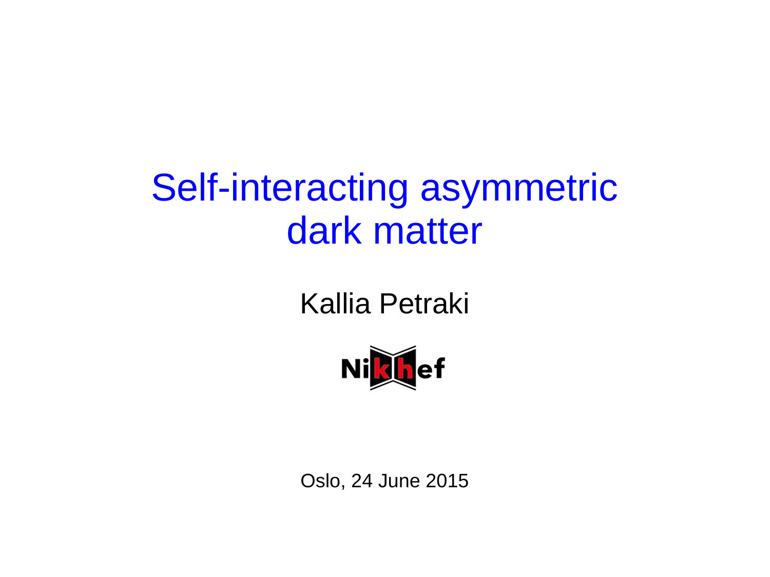# Self-interacting asymmetric dark matter

Kallia Petraki

Nikhef

Oslo, 24 June 2015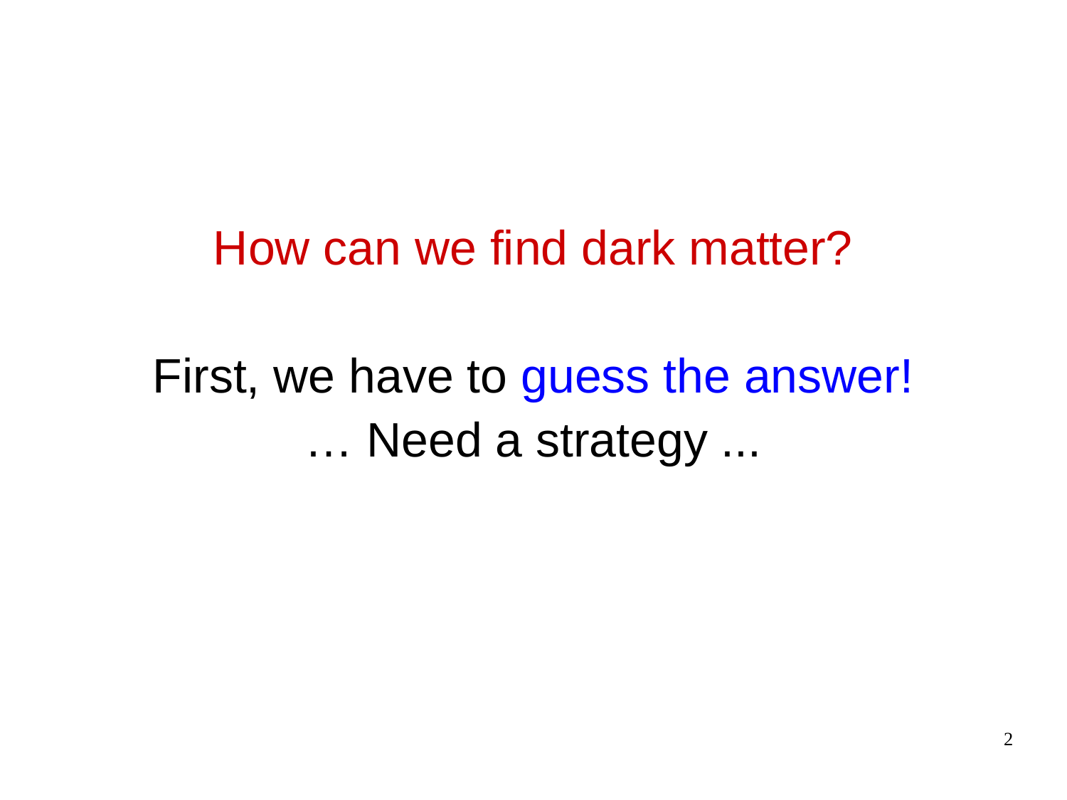# How can we find dark matter?

First, we have to guess the answer!

… Need a strategy ...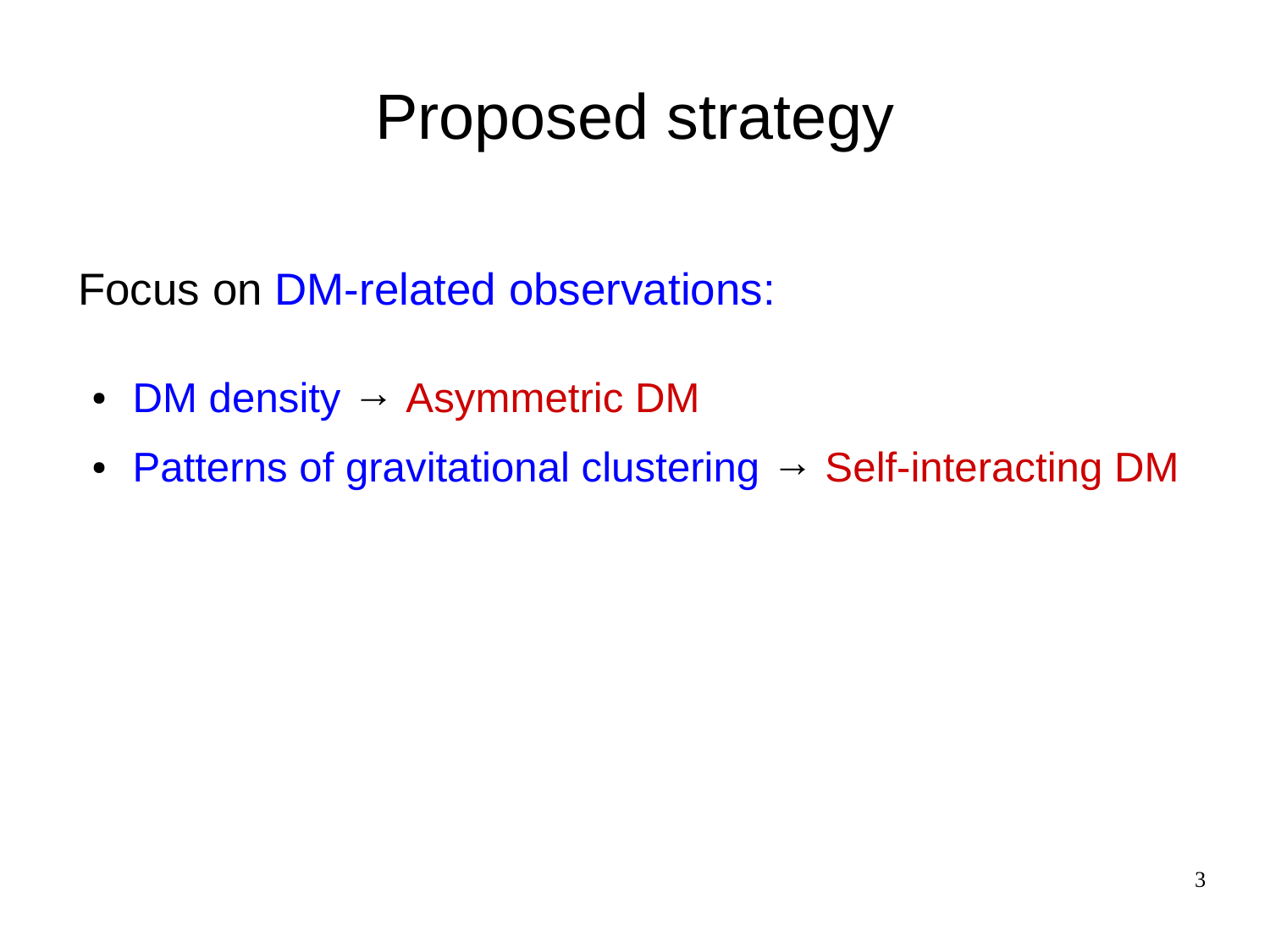# Proposed strategy

Focus on DM-related observations:

- DM density → Asymmetric DM
- Patterns of gravitational clustering → Self-interacting DM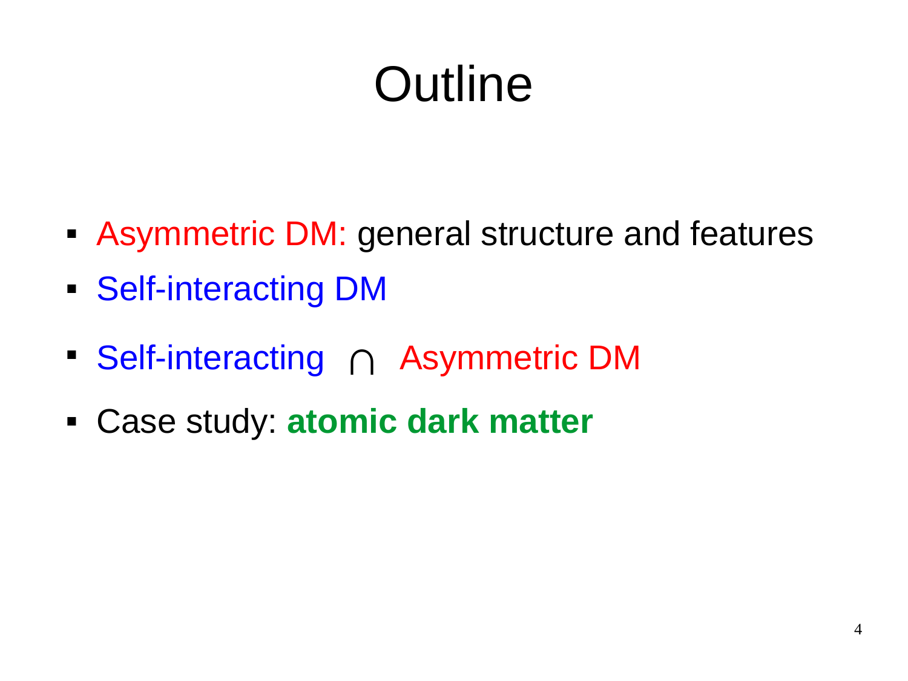# Outline

- Asymmetric DM: general structure and features
- Self-interacting DM
- Self-interacting $\cap$ Asymmetric DM
- Case study: **atomic dark matter**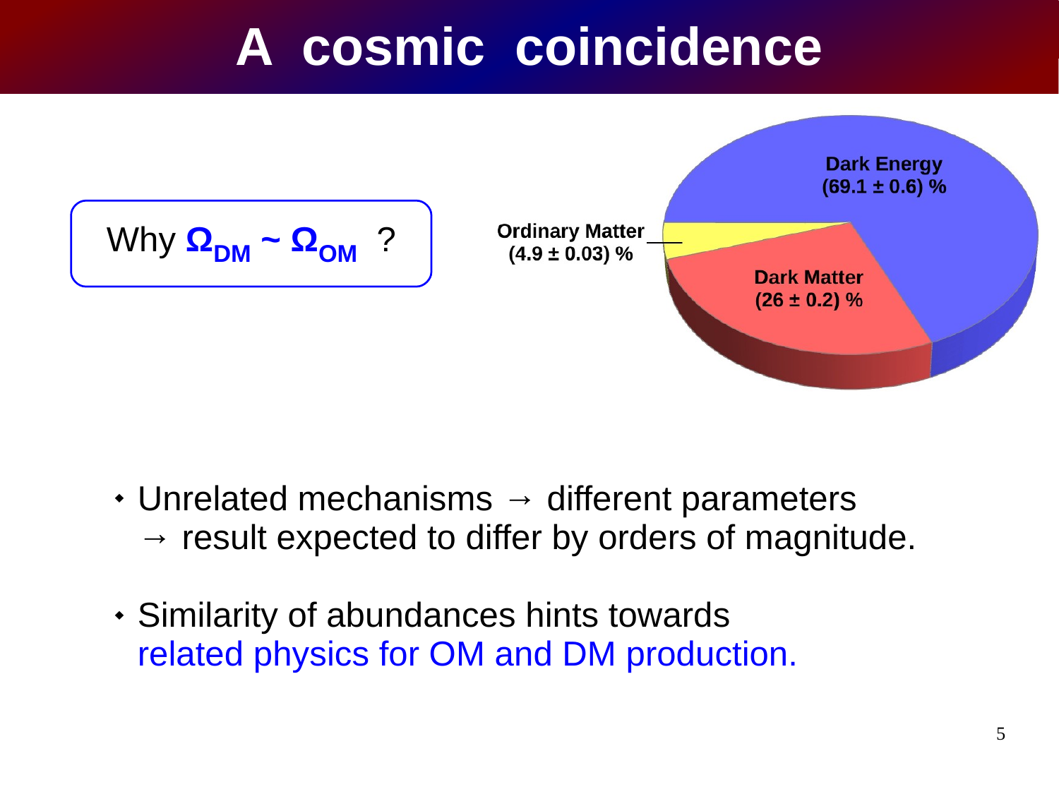# A cosmic coincidence

Why $\Omega_{DM} \sim \Omega_{OM}$ ?

Dark Energy (69.1 ± 0.6) %

Ordinary Matter (4.9 ± 0.03) %

Dark Matter (26 ± 0.2) %

- Unrelated mechanisms → different parameters → result expected to differ by orders of magnitude.
- Similarity of abundances hints towards related physics for OM and DM production.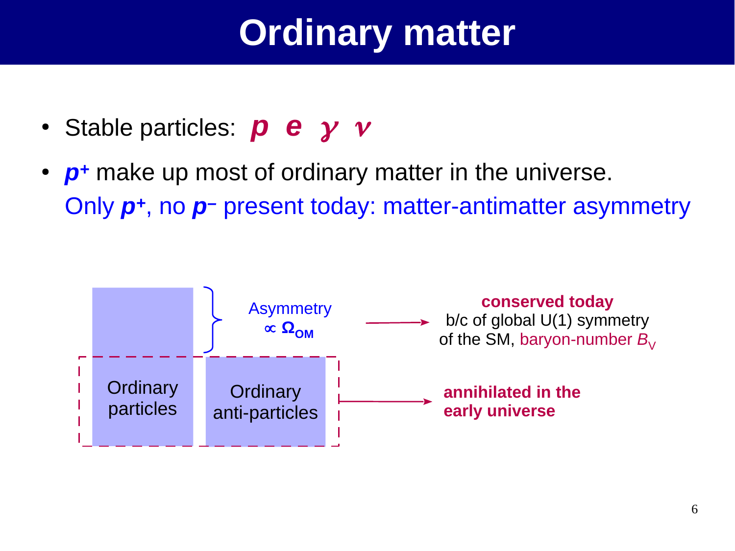# Ordinary matter

- Stable particles: ***p e*** $\gamma$ $\nu$
- ***p***$^{+}$ make up most of ordinary matter in the universe.
  Only ***p***$^{+}$, no ***p***$^{-}$ present today: matter-antimatter asymmetry

Ordinary particles

Ordinary anti-particles

Asymmetry $\propto \Omega_{OM}$ → **conserved today** b/c of global U(1) symmetry of the SM, baryon-number $B_V$

→ **annihilated in the early universe**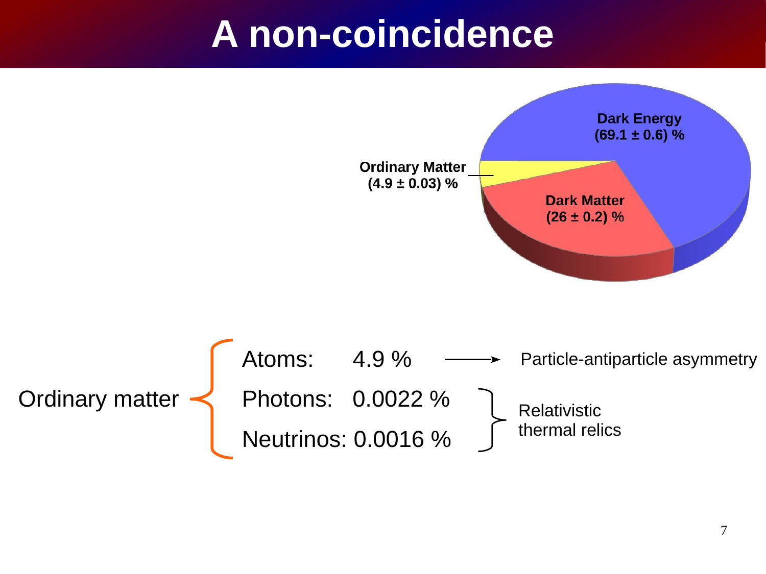# A non-coincidence

Dark Energy
(69.1 ± 0.6) %

Ordinary Matter
(4.9 ± 0.03) %

Dark Matter
(26 ± 0.2) %

Ordinary matter
- Atoms: 4.9 % → Particle-antiparticle asymmetry
- Photons: 0.0022 %
- Neutrinos: 0.0016 %

Photons and Neutrinos: Relativistic thermal relics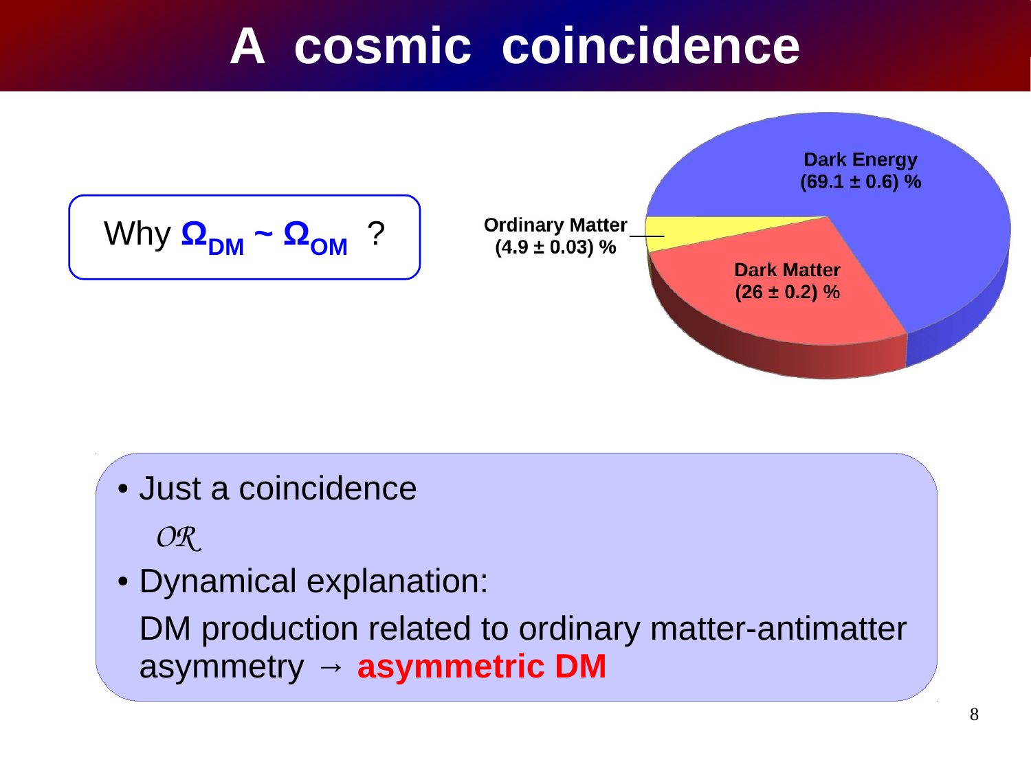# A cosmic coincidence

Why $\Omega_{DM} \sim \Omega_{OM}$ ?

Dark Energy (69.1 ± 0.6) %

Ordinary Matter (4.9 ± 0.03) %

Dark Matter (26 ± 0.2) %

- Just a coincidence

  *OR*

- Dynamical explanation:

  DM production related to ordinary matter-antimatter asymmetry → **asymmetric DM**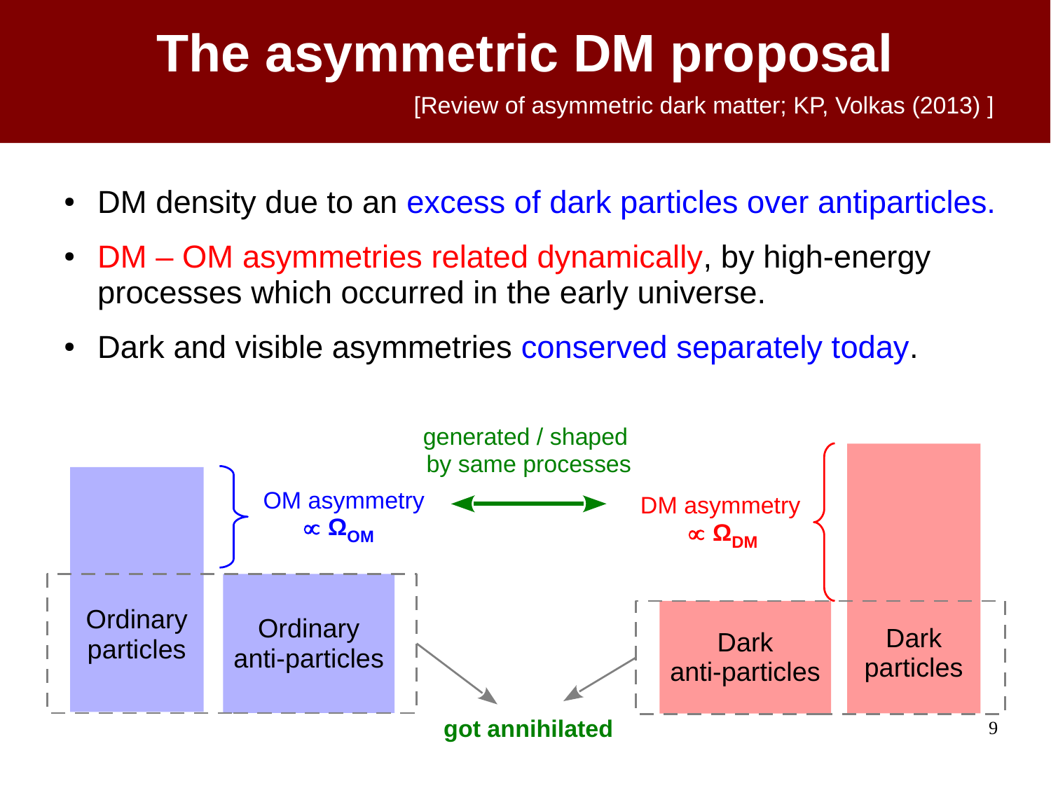# The asymmetric DM proposal

[Review of asymmetric dark matter; KP, Volkas (2013) ]

- DM density due to an excess of dark particles over antiparticles.
- DM – OM asymmetries related dynamically, by high-energy processes which occurred in the early universe.
- Dark and visible asymmetries conserved separately today.

Ordinary particles | Ordinary anti-particles

OM asymmetry $\propto \mathbf{\Omega_{OM}}$

generated / shaped by same processes

DM asymmetry $\propto \mathbf{\Omega_{DM}}$

Dark anti-particles | Dark particles

**got annihilated**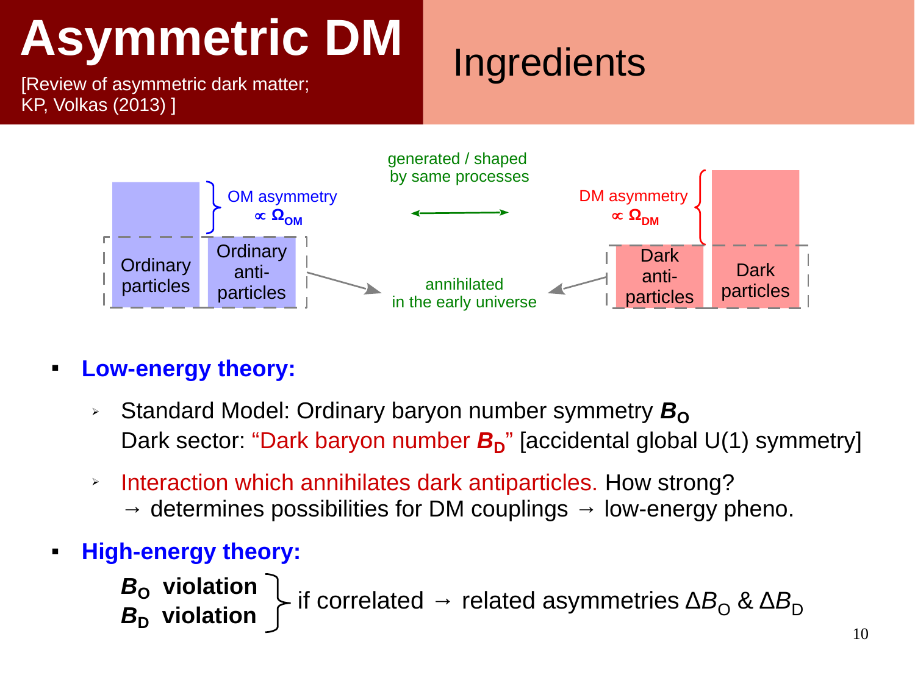# Asymmetric DM

[Review of asymmetric dark matter; KP, Volkas (2013) ]

## Ingredients

OM asymmetry $\propto \Omega_{OM}$

generated / shaped by same processes

DM asymmetry $\propto \Omega_{DM}$

Ordinary particles | Ordinary anti-particles

annihilated in the early universe

Dark anti-particles | Dark particles

- **Low-energy theory:**
  - Standard Model: Ordinary baryon number symmetry $B_O$
    Dark sector: "Dark baryon number $B_D$" [accidental global U(1) symmetry]
  - Interaction which annihilates dark antiparticles. How strong?
    → determines possibilities for DM couplings → low-energy pheno.
- **High-energy theory:**

  **$B_O$ violation**
  **$B_D$ violation**
  } if correlated → related asymmetries $\Delta B_O$ & $\Delta B_D$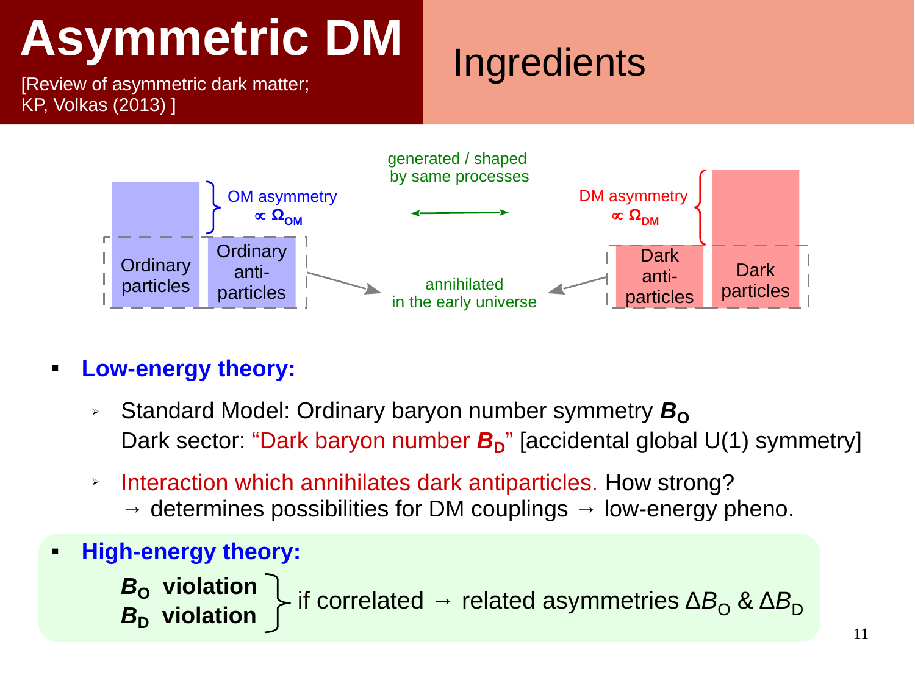# Asymmetric DM

[Review of asymmetric dark matter; KP, Volkas (2013) ]

## Ingredients

Ordinary particles | Ordinary anti-particles — OM asymmetry $\propto \Omega_{OM}$

generated / shaped by same processes

DM asymmetry $\propto \Omega_{DM}$ — Dark anti-particles | Dark particles

annihilated in the early universe

- **Low-energy theory:**
  - Standard Model: Ordinary baryon number symmetry $B_O$
    Dark sector: "Dark baryon number $B_D$" [accidental global U(1) symmetry]
  - Interaction which annihilates dark antiparticles. How strong?
    → determines possibilities for DM couplings → low-energy pheno.
- **High-energy theory:**
  **$B_O$ violation**
  **$B_D$ violation**
  } if correlated → related asymmetries $\Delta B_O$ & $\Delta B_D$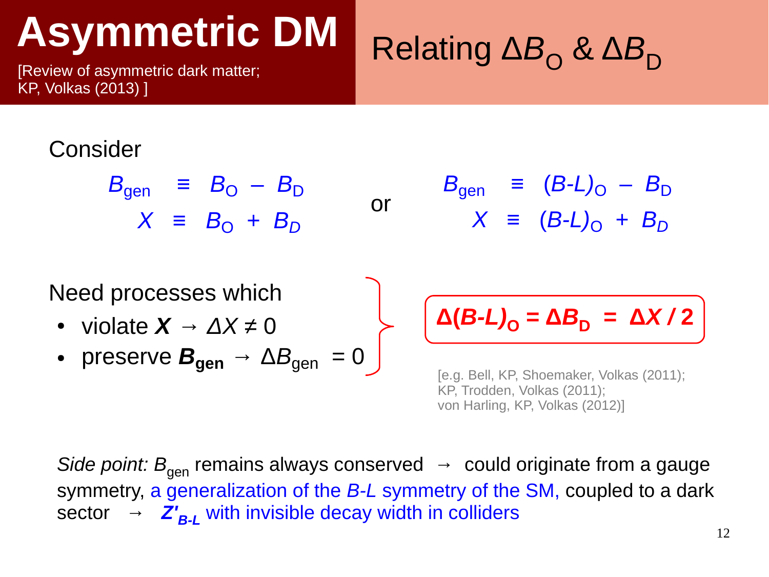# Asymmetric DM

[Review of asymmetric dark matter; KP, Volkas (2013) ]

## Relating $\Delta B_O$ & $\Delta B_D$

Consider

$$B_{gen} \equiv B_O - B_D \qquad\qquad B_{gen} \equiv (B\text{-}L)_O - B_D$$

$$X \equiv B_O + B_D \qquad \text{or} \qquad X \equiv (B\text{-}L)_O + B_D$$

Need processes which

- violate $\boldsymbol{X} \rightarrow \Delta X \neq 0$
- preserve $\boldsymbol{B_{gen}} \rightarrow \Delta B_{gen} = 0$

$$\boldsymbol{\Delta(B\text{-}L)_O = \Delta B_D = \Delta X / 2}$$

[e.g. Bell, KP, Shoemaker, Volkas (2011); KP, Trodden, Volkas (2011); von Harling, KP, Volkas (2012)]

*Side point:* $B_{gen}$ remains always conserved → could originate from a gauge symmetry, a generalization of the $B$-$L$ symmetry of the SM, coupled to a dark sector → $\boldsymbol{Z'_{B\text{-}L}}$ with invisible decay width in colliders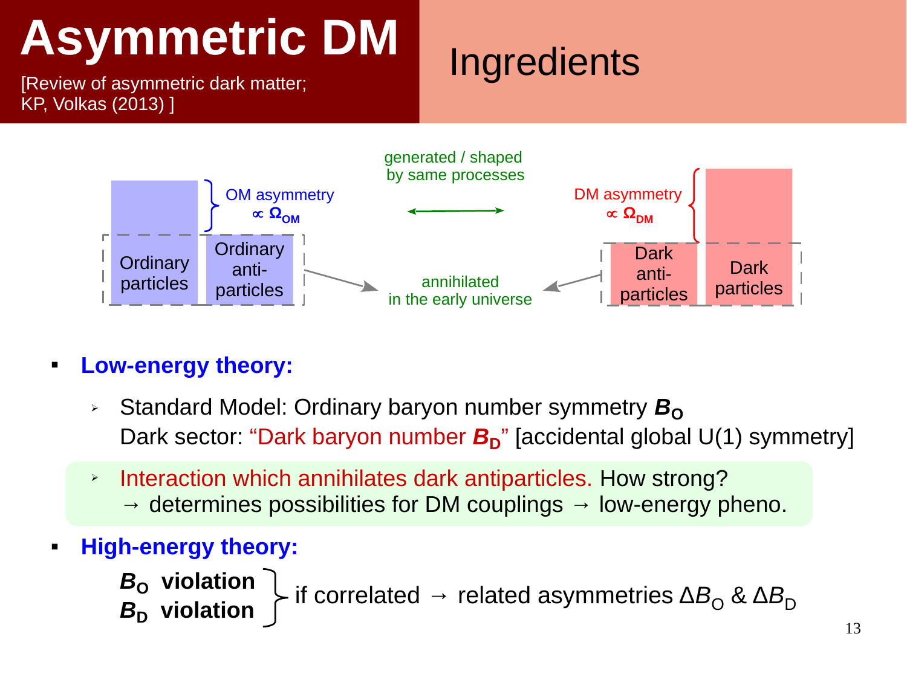# Asymmetric DM

[Review of asymmetric dark matter; KP, Volkas (2013) ]

## Ingredients

Ordinary particles | Ordinary anti-particles — OM asymmetry $\propto \Omega_{OM}$

generated / shaped by same processes

DM asymmetry $\propto \Omega_{DM}$ — Dark anti-particles | Dark particles

annihilated in the early universe

- **Low-energy theory:**
  - Standard Model: Ordinary baryon number symmetry $B_O$
    Dark sector: "Dark baryon number $B_D$" [accidental global U(1) symmetry]
  - Interaction which annihilates dark antiparticles. How strong?
    → determines possibilities for DM couplings → low-energy pheno.
- **High-energy theory:**

  **$B_O$ violation**
  **$B_D$ violation** } if correlated → related asymmetries $\Delta B_O$ & $\Delta B_D$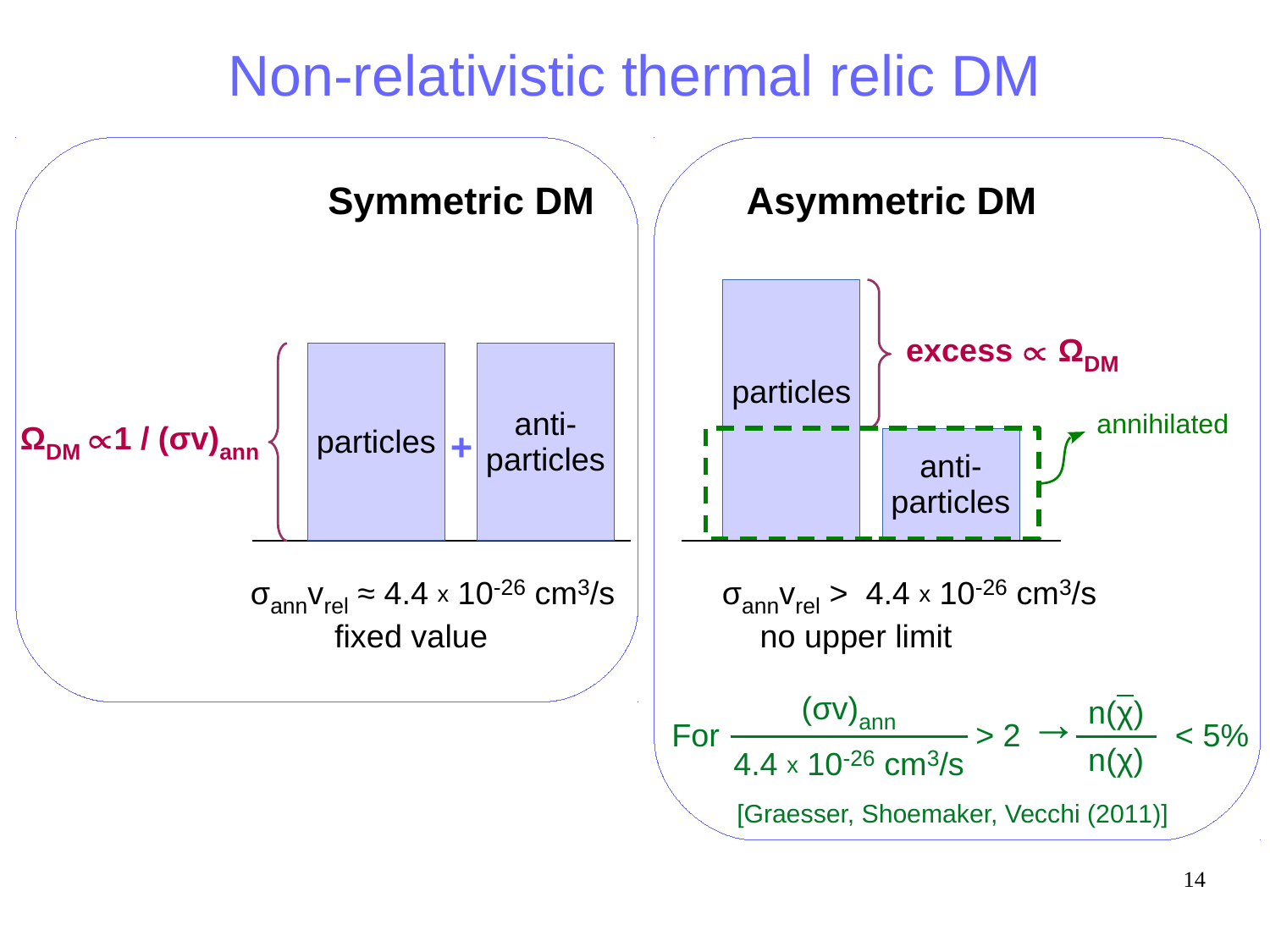# Non-relativistic thermal relic DM

## Symmetric DM

$\Omega_{DM} \propto 1 / (\sigma v)_{ann}$

particles + anti-particles

$\sigma_{ann} v_{rel} \approx 4.4 \times 10^{-26}$ cm$^3$/s

fixed value

## Asymmetric DM

**excess $\propto \Omega_{DM}$**

particles

anti-particles

annihilated

$\sigma_{ann} v_{rel} > 4.4 \times 10^{-26}$ cm$^3$/s

no upper limit

For $\frac{(\sigma v)_{ann}}{4.4 \times 10^{-26} \text{ cm}^3/\text{s}} > 2 \rightarrow \frac{n(\bar{\chi})}{n(\chi)} < 5\%$

[Graesser, Shoemaker, Vecchi (2011)]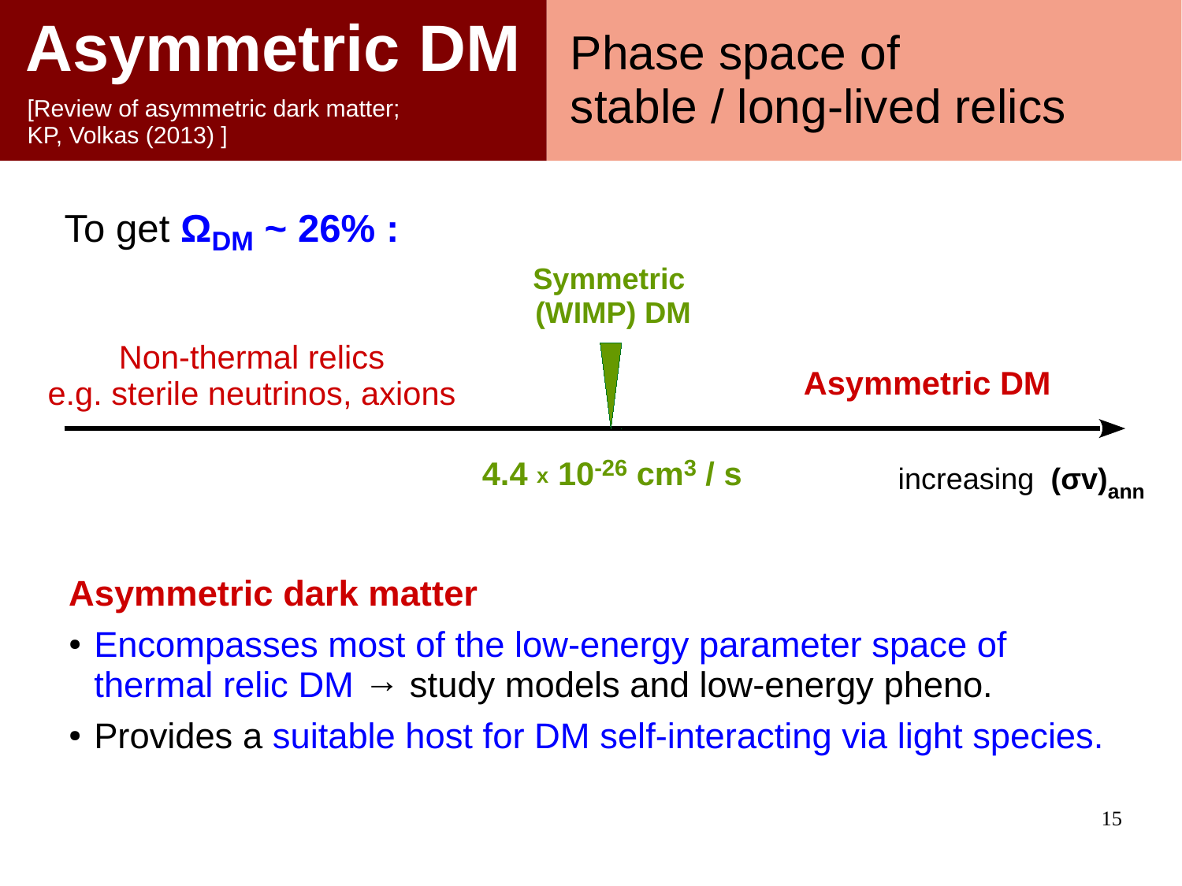# Asymmetric DM

[Review of asymmetric dark matter; KP, Volkas (2013) ]

## Phase space of stable / long-lived relics

To get **$\Omega_{DM}$ ~ 26% :**

Non-thermal relics
e.g. sterile neutrinos, axions

**Symmetric (WIMP) DM**

**Asymmetric DM**

**$4.4 \times 10^{-26}$ cm$^3$ / s**

increasing **$(\sigma v)_{ann}$**

**Asymmetric dark matter**

- Encompasses most of the low-energy parameter space of thermal relic DM → study models and low-energy pheno.
- Provides a suitable host for DM self-interacting via light species.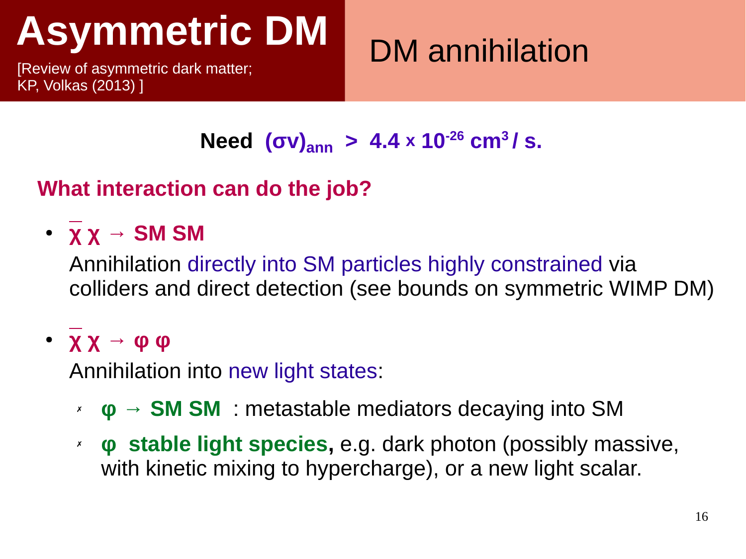# Asymmetric DM

[Review of asymmetric dark matter; KP, Volkas (2013) ]

## DM annihilation

**Need $(\sigma v)_{ann} > 4.4 \times 10^{-26}\ \text{cm}^3/\text{s}$.**

**What interaction can do the job?**

- **$\bar{\chi}\,\chi \rightarrow$ SM SM**

  Annihilation directly into SM particles highly constrained via colliders and direct detection (see bounds on symmetric WIMP DM)

- **$\bar{\chi}\,\chi \rightarrow \varphi\,\varphi$**

  Annihilation into new light states:

  - **$\varphi \rightarrow$ SM SM** : metastable mediators decaying into SM
  - **$\varphi$ stable light species,** e.g. dark photon (possibly massive, with kinetic mixing to hypercharge), or a new light scalar.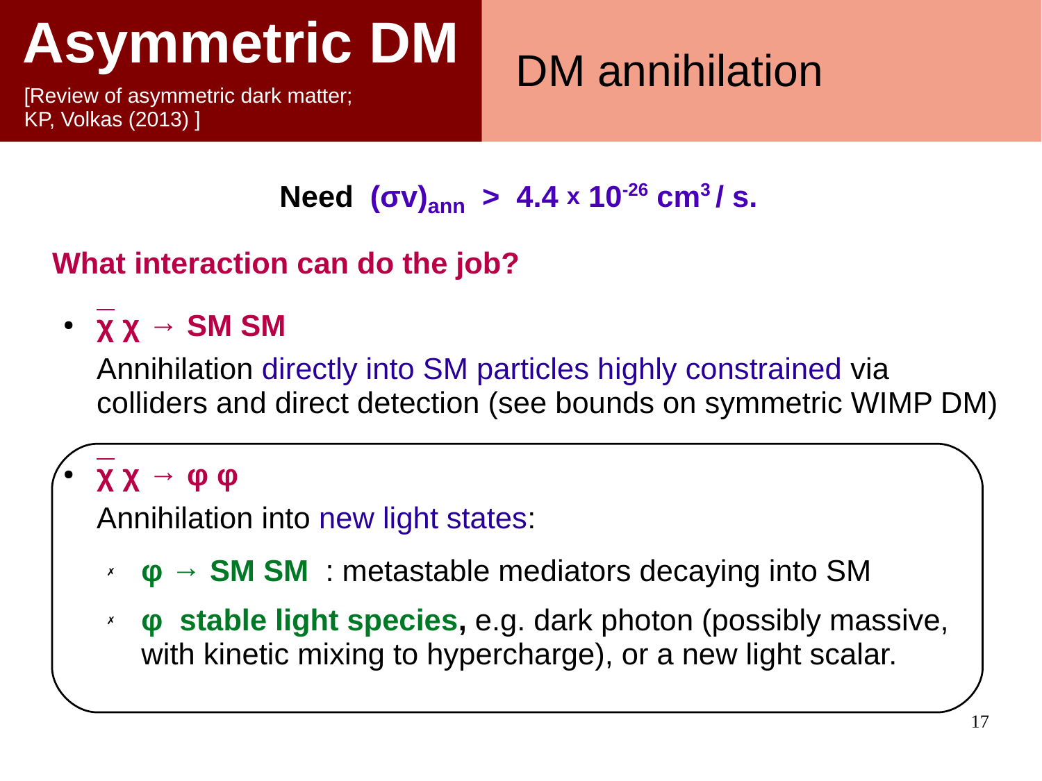# Asymmetric DM

[Review of asymmetric dark matter; KP, Volkas (2013) ]

## DM annihilation

**Need $(\sigma v)_{ann} > 4.4 \times 10^{-26}\ \text{cm}^3/\text{s}.$**

**What interaction can do the job?**

- **$\bar{\chi}\,\chi \rightarrow$ SM SM**

  Annihilation directly into SM particles highly constrained via colliders and direct detection (see bounds on symmetric WIMP DM)

- **$\bar{\chi}\,\chi \rightarrow \varphi\,\varphi$**

  Annihilation into new light states:

  - **$\varphi \rightarrow$ SM SM** : metastable mediators decaying into SM
  - **$\varphi$ stable light species,** e.g. dark photon (possibly massive, with kinetic mixing to hypercharge), or a new light scalar.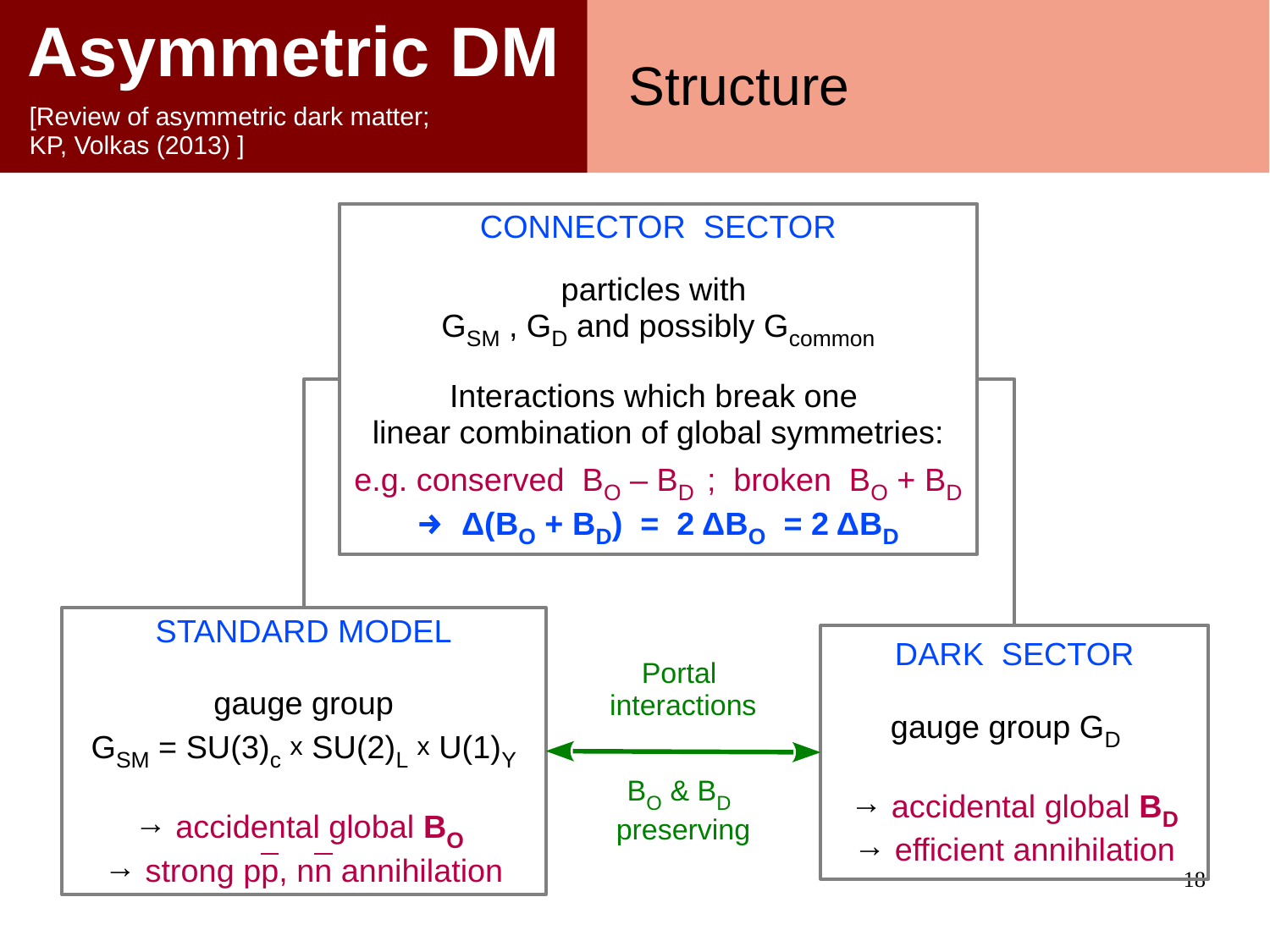# Asymmetric DM

[Review of asymmetric dark matter; KP, Volkas (2013) ]

## Structure

### CONNECTOR SECTOR

particles with
$G_{SM}$ , $G_D$ and possibly $G_{common}$

Interactions which break one linear combination of global symmetries:

e.g. conserved $B_O - B_D$ ; broken $B_O + B_D$

➜ $\Delta(B_O + B_D) = 2\,\Delta B_O = 2\,\Delta B_D$

### STANDARD MODEL

gauge group
$G_{SM} = SU(3)_c \times SU(2)_L \times U(1)_Y$

→ accidental global $\mathbf{B_O}$

→ strong $p\bar{p}$, $n\bar{n}$ annihilation

### Portal interactions

$B_O$ & $B_D$ preserving

### DARK SECTOR

gauge group $G_D$

→ accidental global $\mathbf{B_D}$

→ efficient annihilation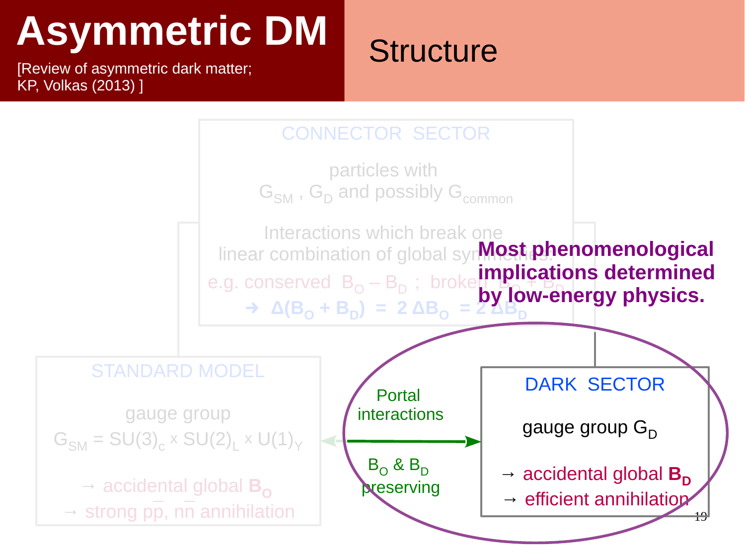# Asymmetric DM

[Review of asymmetric dark matter; KP, Volkas (2013) ]

## Structure

**CONNECTOR SECTOR**

particles with $G_{SM}$ , $G_D$ and possibly $G_{common}$

Interactions which break one linear combination of global symmetries.

e.g. conserved $B_O - B_D$ ; broken $B_O + B_D$

$\rightarrow \Delta(B_O + B_D) = 2\,\Delta B_O = 2\,\Delta B_D$

**Most phenomenological implications determined by low-energy physics.**

**STANDARD MODEL**

gauge group

$G_{SM} = SU(3)_c \times SU(2)_L \times U(1)_Y$

→ accidental global $\mathbf{B_O}$

→ strong $p\bar{p}$, $n\bar{n}$ annihilation

Portal interactions

$B_O$ & $B_D$ preserving

**DARK SECTOR**

gauge group $G_D$

→ accidental global $\mathbf{B_D}$

→ efficient annihilation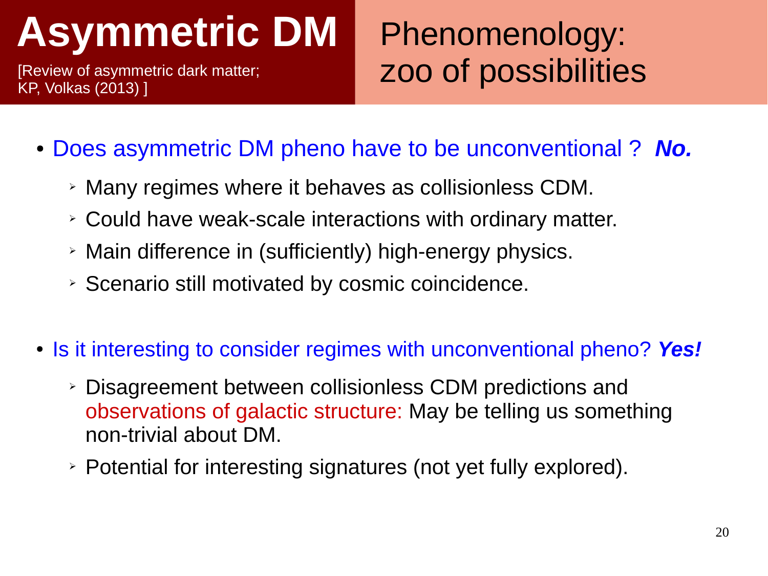# Asymmetric DM

[Review of asymmetric dark matter; KP, Volkas (2013) ]

## Phenomenology: zoo of possibilities

- Does asymmetric DM pheno have to be unconventional ? ***No.***
  - Many regimes where it behaves as collisionless CDM.
  - Could have weak-scale interactions with ordinary matter.
  - Main difference in (sufficiently) high-energy physics.
  - Scenario still motivated by cosmic coincidence.

- Is it interesting to consider regimes with unconventional pheno? ***Yes!***
  - Disagreement between collisionless CDM predictions and observations of galactic structure: May be telling us something non-trivial about DM.
  - Potential for interesting signatures (not yet fully explored).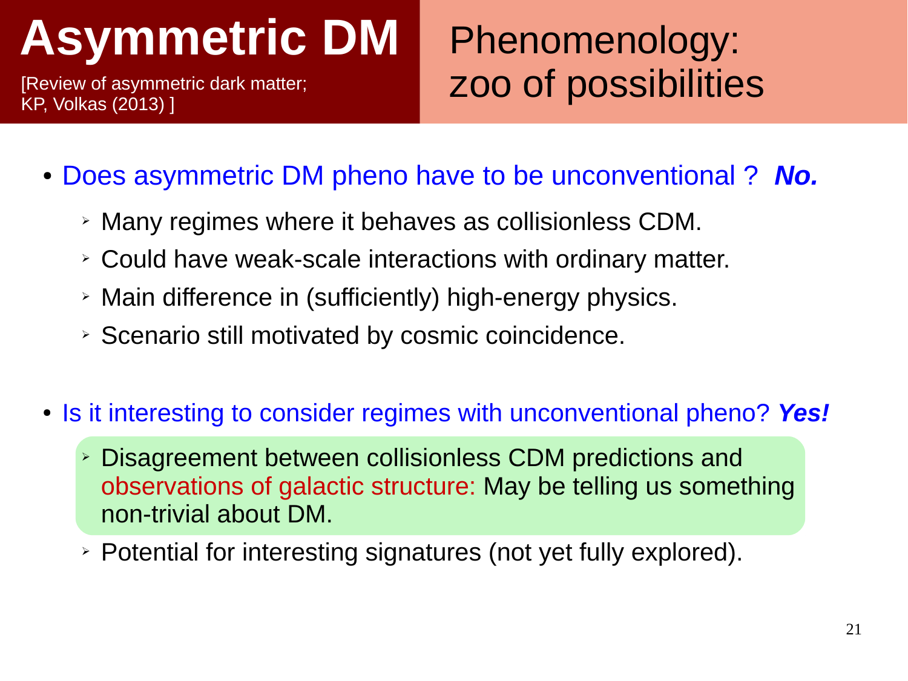# Asymmetric DM

[Review of asymmetric dark matter; KP, Volkas (2013) ]

## Phenomenology: zoo of possibilities

- Does asymmetric DM pheno have to be unconventional ? ***No.***
  - Many regimes where it behaves as collisionless CDM.
  - Could have weak-scale interactions with ordinary matter.
  - Main difference in (sufficiently) high-energy physics.
  - Scenario still motivated by cosmic coincidence.

- Is it interesting to consider regimes with unconventional pheno? ***Yes!***
  - Disagreement between collisionless CDM predictions and observations of galactic structure: May be telling us something non-trivial about DM.
  - Potential for interesting signatures (not yet fully explored).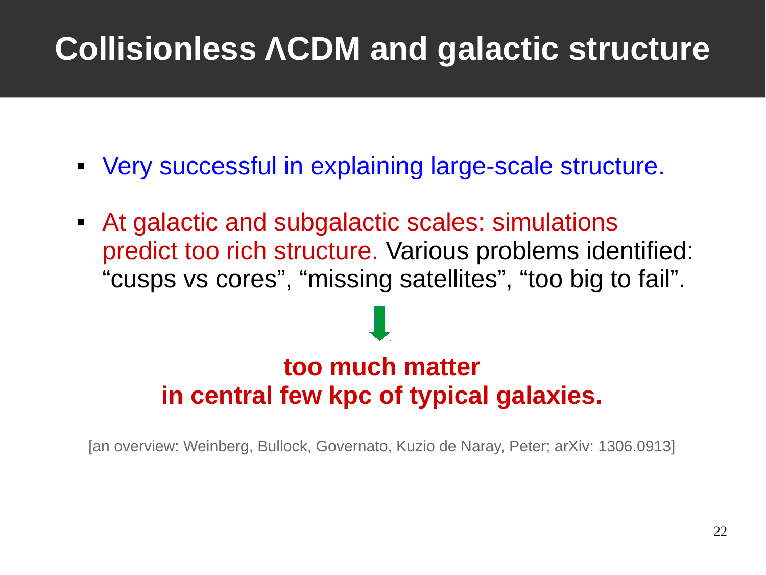# Collisionless ΛCDM and galactic structure

- Very successful in explaining large-scale structure.
- At galactic and subgalactic scales: simulations predict too rich structure. Various problems identified: “cusps vs cores”, “missing satellites”, “too big to fail”.

↓

**too much matter**
**in central few kpc of typical galaxies.**

[an overview: Weinberg, Bullock, Governato, Kuzio de Naray, Peter; arXiv: 1306.0913]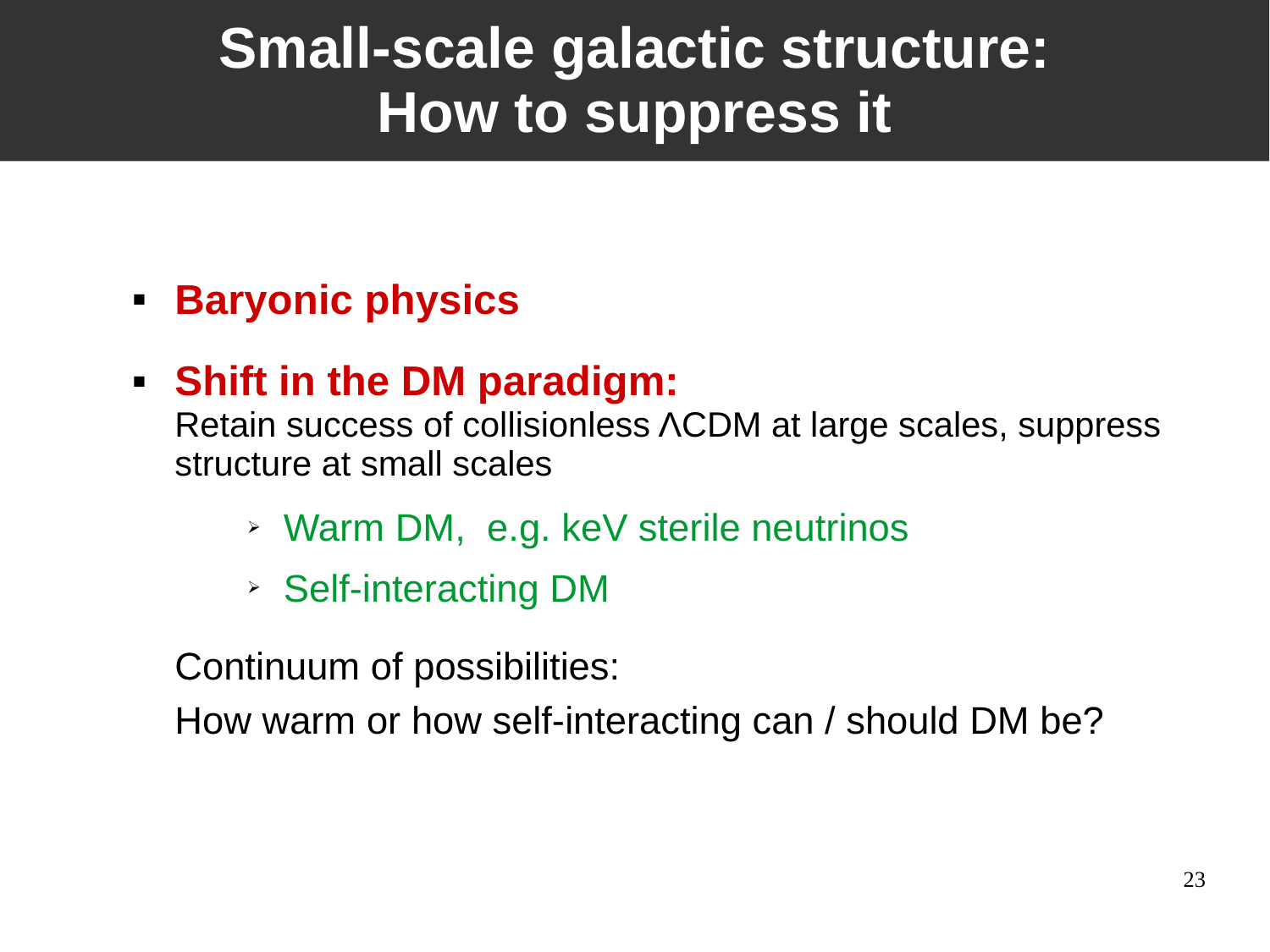# Small-scale galactic structure: How to suppress it

- **Baryonic physics**
- **Shift in the DM paradigm:**
  Retain success of collisionless ΛCDM at large scales, suppress structure at small scales
  - Warm DM, e.g. keV sterile neutrinos
  - Self-interacting DM

  Continuum of possibilities:

  How warm or how self-interacting can / should DM be?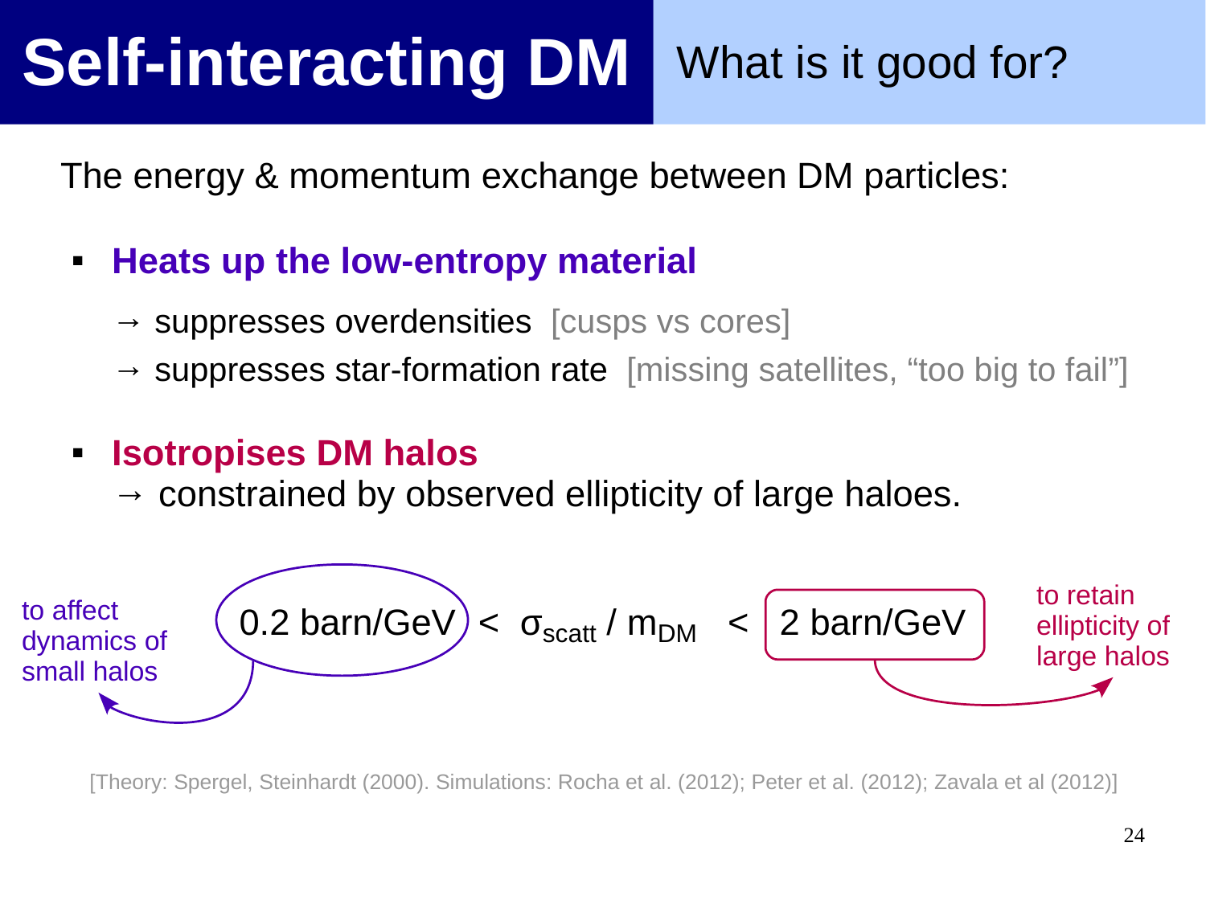# Self-interacting DM — What is it good for?

The energy & momentum exchange between DM particles:

- **Heats up the low-entropy material**

  → suppresses overdensities [cusps vs cores]

  → suppresses star-formation rate [missing satellites, “too big to fail”]

- **Isotropises DM halos**

  → constrained by observed ellipticity of large haloes.

$$0.2\ \text{barn/GeV} < \sigma_{\text{scatt}} / m_{\text{DM}} < 2\ \text{barn/GeV}$$

to affect dynamics of small halos (lower bound: 0.2 barn/GeV)

to retain ellipticity of large halos (upper bound: 2 barn/GeV)

[Theory: Spergel, Steinhardt (2000). Simulations: Rocha et al. (2012); Peter et al. (2012); Zavala et al (2012)]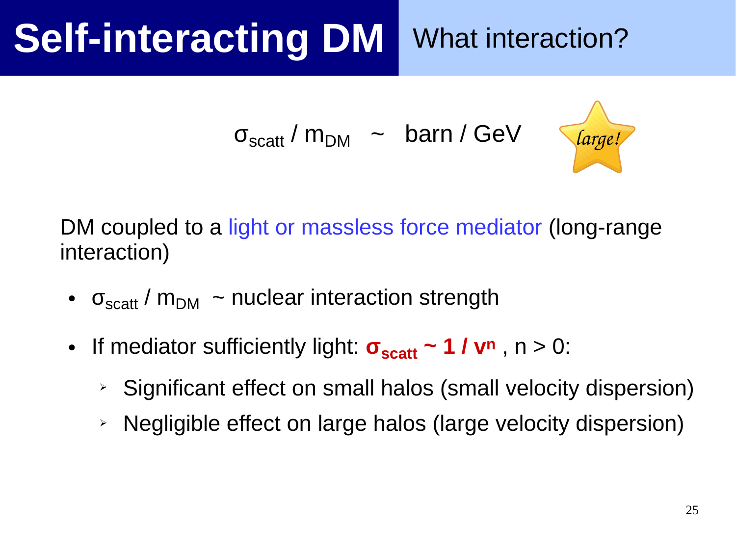# Self-interacting DM

## What interaction?

$$\sigma_{scatt} / m_{DM} \sim \text{barn / GeV}$$

*large!*

DM coupled to a light or massless force mediator (long-range interaction)

- $\sigma_{scatt} / m_{DM}$ ~ nuclear interaction strength
- If mediator sufficiently light: $\boldsymbol{\sigma_{scatt} \sim 1 / v^n}$ , $n > 0$:
  - Significant effect on small halos (small velocity dispersion)
  - Negligible effect on large halos (large velocity dispersion)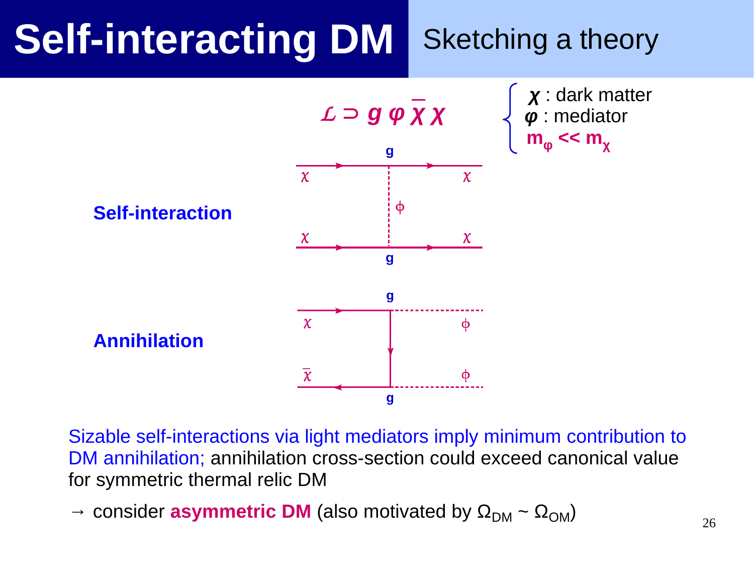# Self-interacting DM

## Sketching a theory

$$\mathcal{L} \supset g\,\varphi\,\bar{\chi}\,\chi$$

- $\chi$ : dark matter
- $\varphi$ : mediator
- $m_\varphi << m_\chi$

**Self-interaction**

**Annihilation**

Sizable self-interactions via light mediators imply minimum contribution to DM annihilation; annihilation cross-section could exceed canonical value for symmetric thermal relic DM

→ consider **asymmetric DM** (also motivated by $\Omega_{DM} \sim \Omega_{OM}$)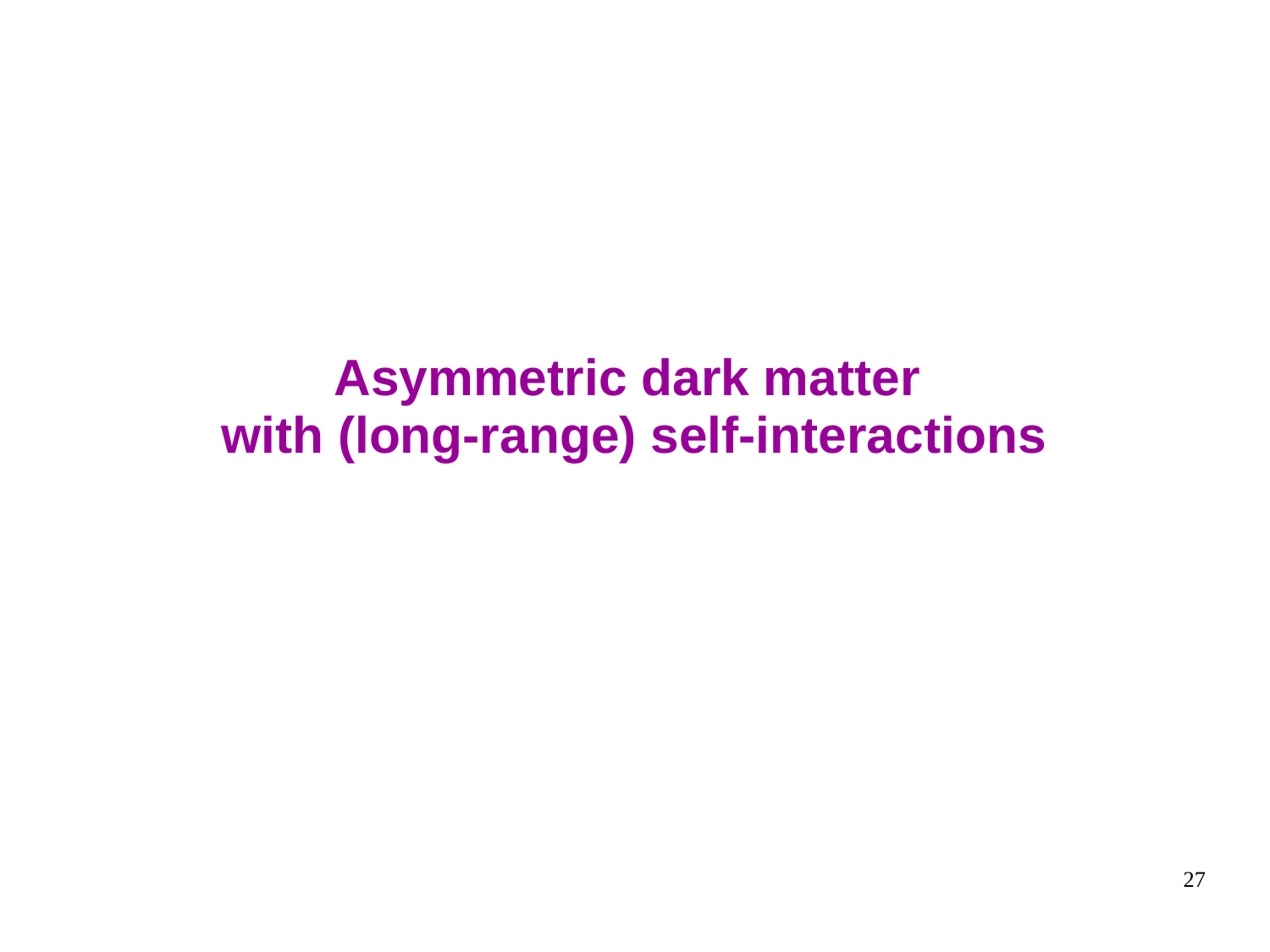# Asymmetric dark matter with (long-range) self-interactions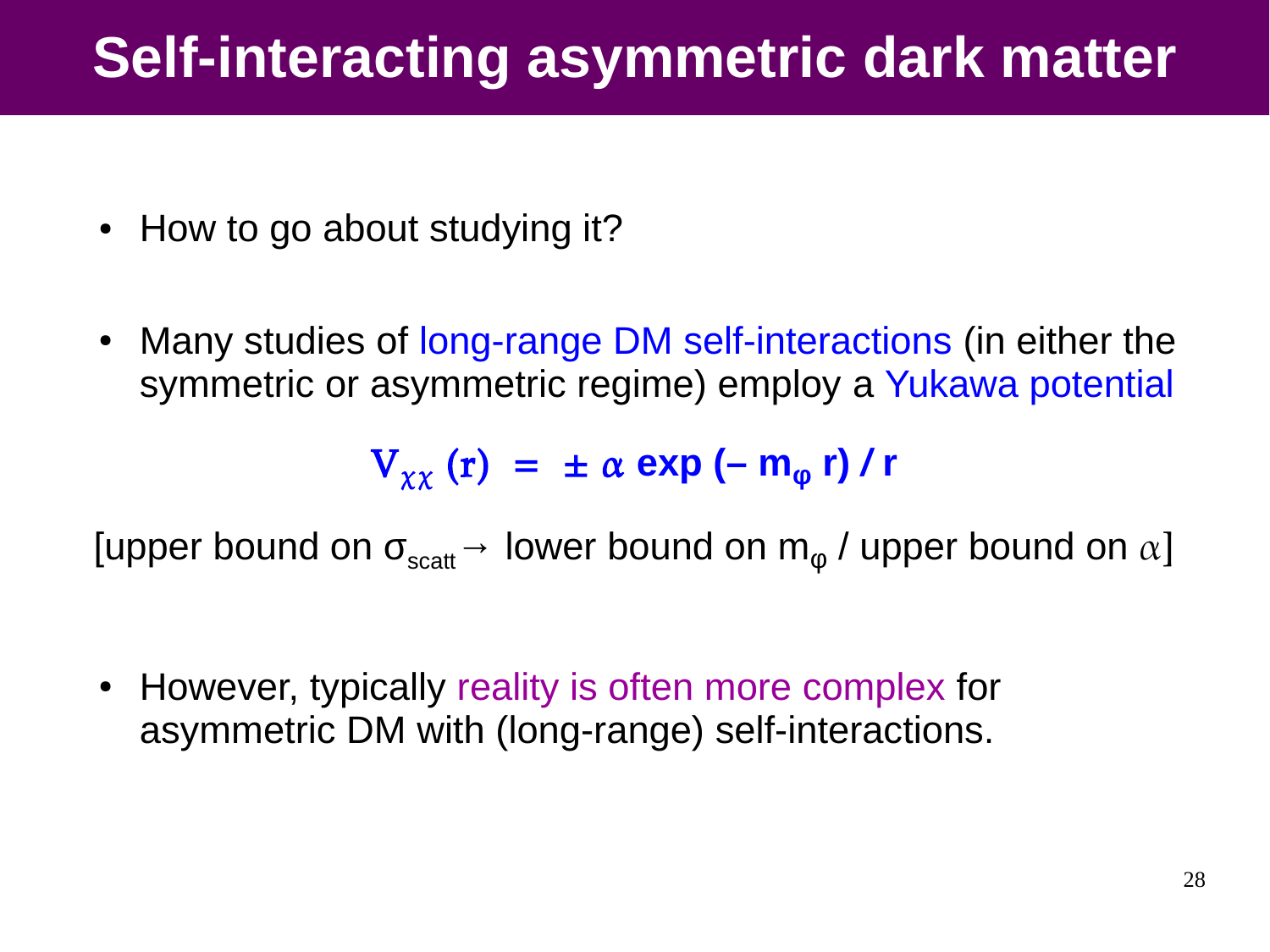# Self-interacting asymmetric dark matter

- How to go about studying it?

- Many studies of long-range DM self-interactions (in either the symmetric or asymmetric regime) employ a Yukawa potential

$$V_{\chi\chi}(r) = \pm \alpha \exp(-m_\varphi r) / r$$

[upper bound on $\sigma_{scatt} \rightarrow$ lower bound on $m_\varphi$ / upper bound on $\alpha$]

- However, typically reality is often more complex for asymmetric DM with (long-range) self-interactions.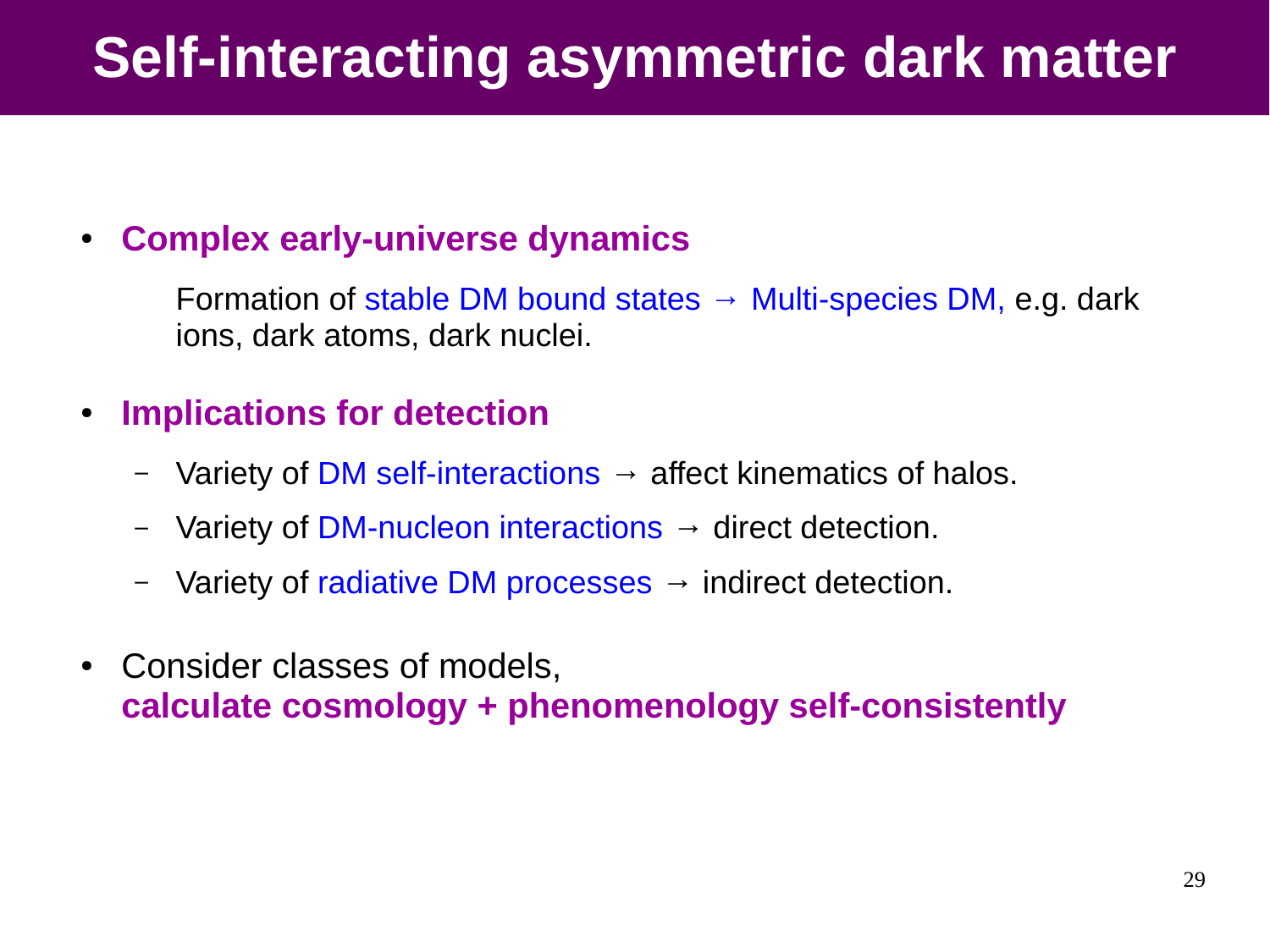# Self-interacting asymmetric dark matter

- **Complex early-universe dynamics**

  Formation of stable DM bound states → Multi-species DM, e.g. dark ions, dark atoms, dark nuclei.

- **Implications for detection**
  - Variety of DM self-interactions → affect kinematics of halos.
  - Variety of DM-nucleon interactions → direct detection.
  - Variety of radiative DM processes → indirect detection.

- Consider classes of models,
  **calculate cosmology + phenomenology self-consistently**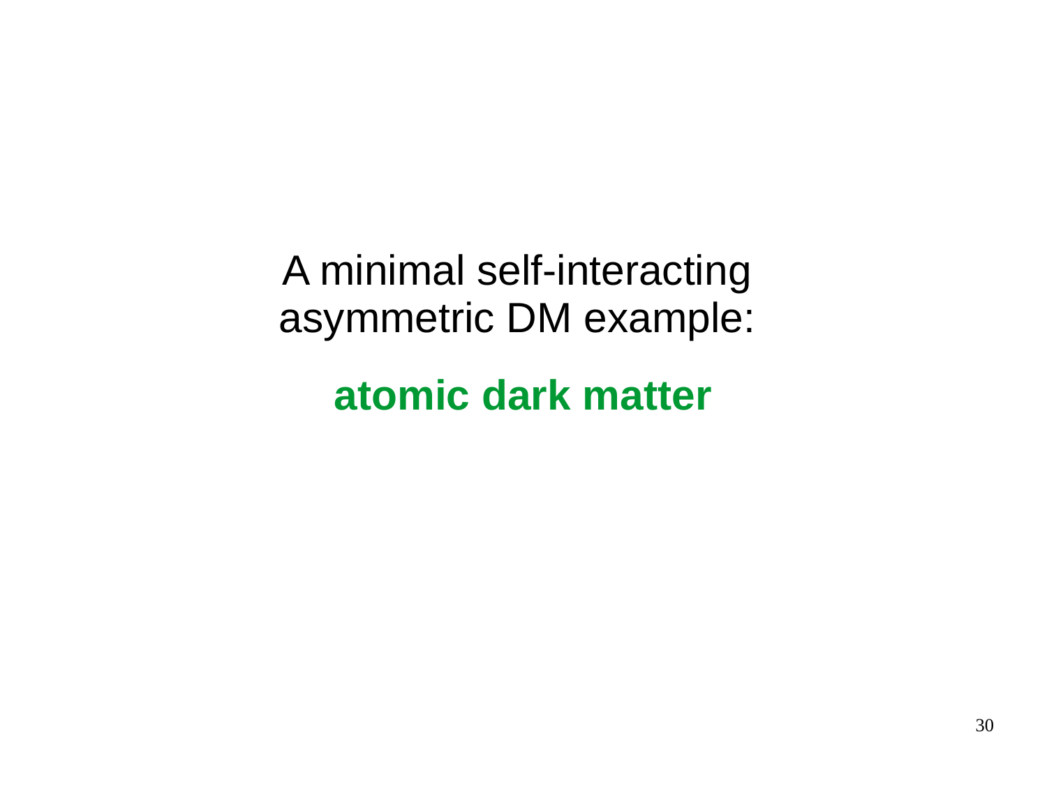A minimal self-interacting asymmetric DM example:

**atomic dark matter**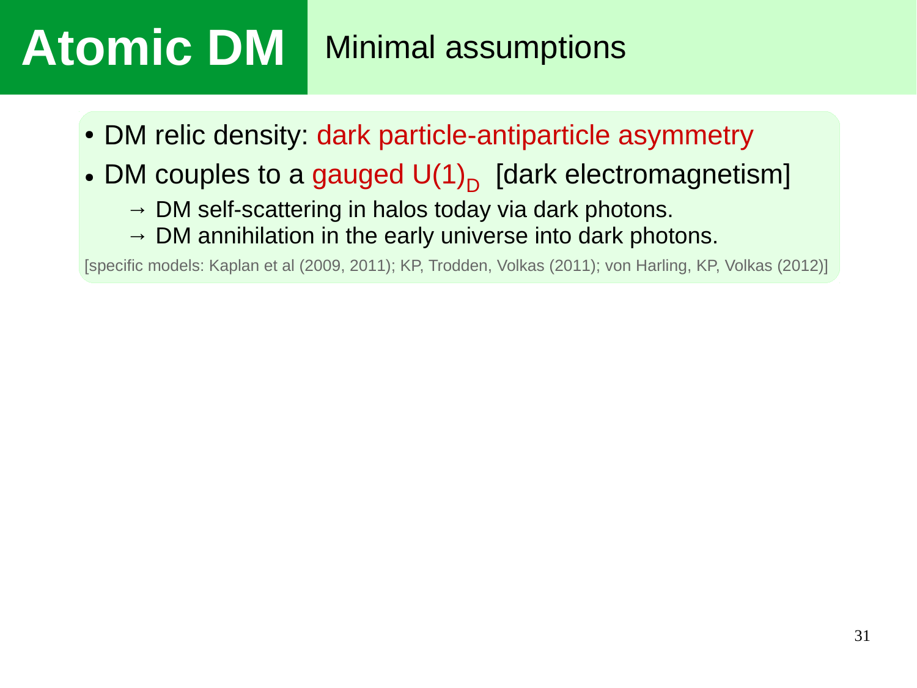# Atomic DM

## Minimal assumptions

- DM relic density: dark particle-antiparticle asymmetry
- DM couples to a gauged $U(1)_D$ [dark electromagnetism]
  - → DM self-scattering in halos today via dark photons.
  - → DM annihilation in the early universe into dark photons.

[specific models: Kaplan et al (2009, 2011); KP, Trodden, Volkas (2011); von Harling, KP, Volkas (2012)]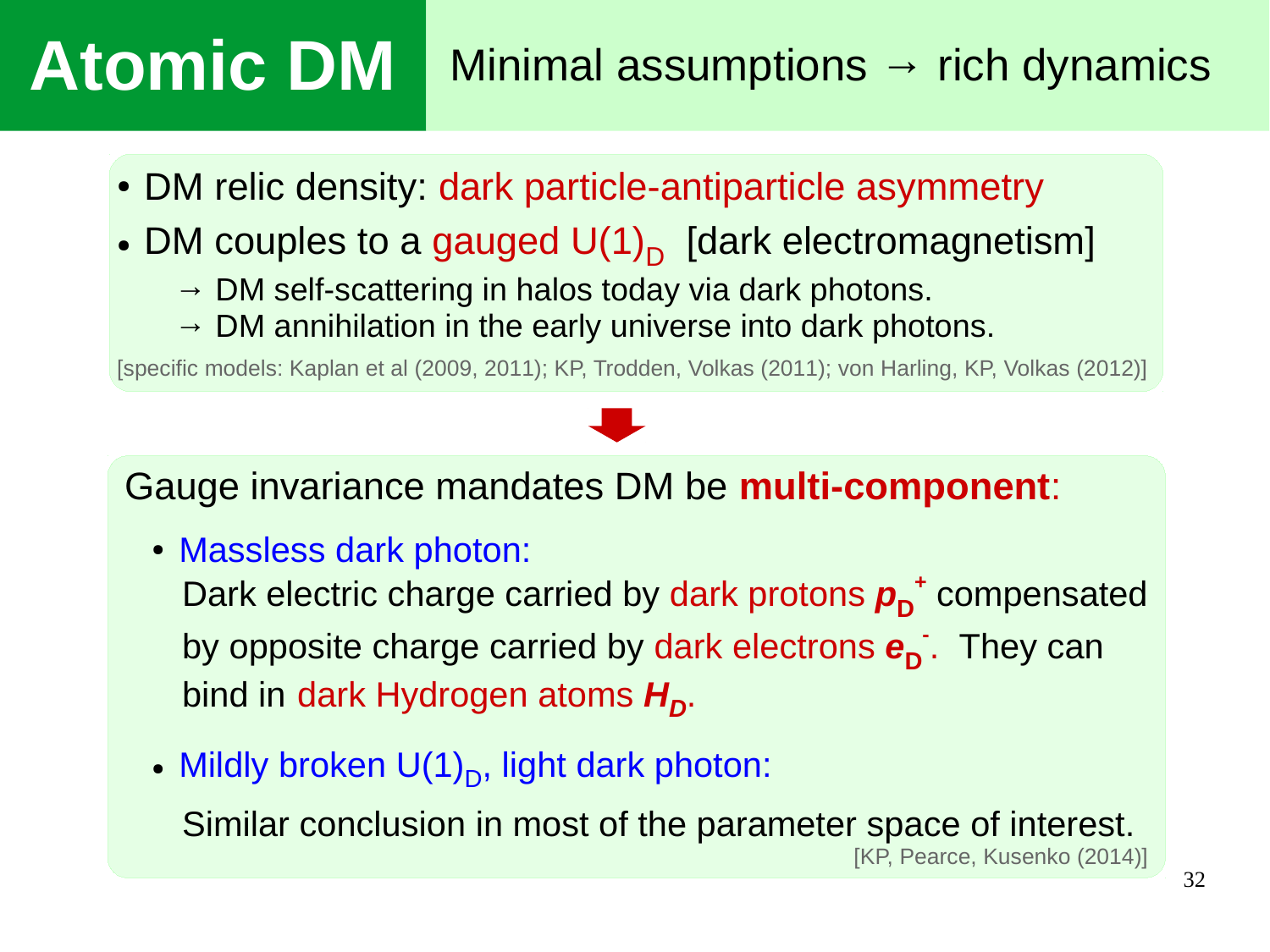# Atomic DM

## Minimal assumptions → rich dynamics

- DM relic density: dark particle-antiparticle asymmetry
- DM couples to a gauged $U(1)_D$ [dark electromagnetism]
  - → DM self-scattering in halos today via dark photons.
  - → DM annihilation in the early universe into dark photons.

[specific models: Kaplan et al (2009, 2011); KP, Trodden, Volkas (2011); von Harling, KP, Volkas (2012)]

Gauge invariance mandates DM be **multi-component**:

- Massless dark photon:

  Dark electric charge carried by dark protons $\boldsymbol{p_D^+}$ compensated by opposite charge carried by dark electrons $\boldsymbol{e_D^-}$. They can bind in dark Hydrogen atoms $\boldsymbol{H_D}$.

- Mildly broken $U(1)_D$, light dark photon:

  Similar conclusion in most of the parameter space of interest.

[KP, Pearce, Kusenko (2014)]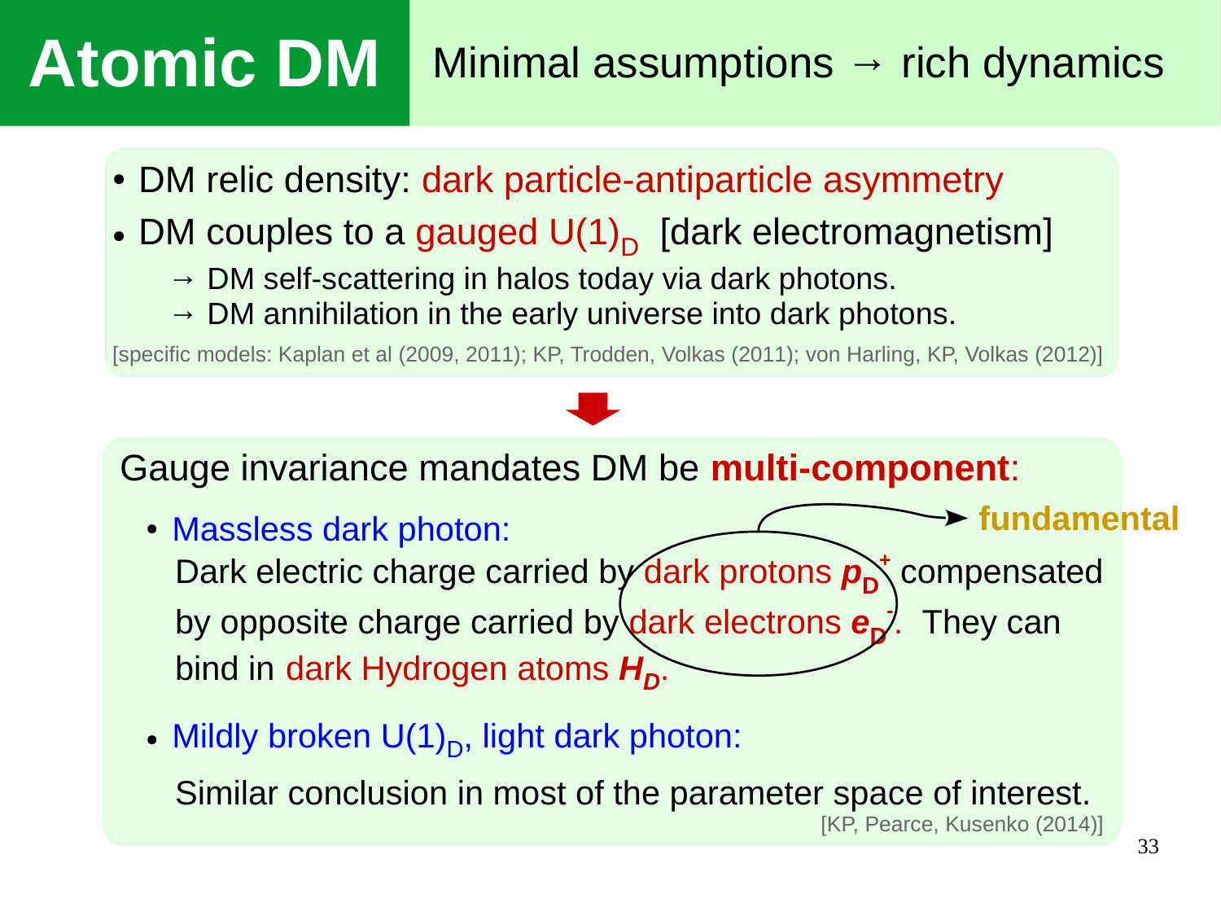# Atomic DM

## Minimal assumptions → rich dynamics

- DM relic density: dark particle-antiparticle asymmetry
- DM couples to a gauged $U(1)_D$ [dark electromagnetism]
  - → DM self-scattering in halos today via dark photons.
  - → DM annihilation in the early universe into dark photons.

[specific models: Kaplan et al (2009, 2011); KP, Trodden, Volkas (2011); von Harling, KP, Volkas (2012)]

Gauge invariance mandates DM be **multi-component**:

- Massless dark photon:

  Dark electric charge carried by dark protons $p_D^+$ compensated by opposite charge carried by dark electrons $e_D^-$. They can bind in dark Hydrogen atoms $H_D$.

  (dark protons and dark electrons → **fundamental**)

- Mildly broken $U(1)_D$, light dark photon:

  Similar conclusion in most of the parameter space of interest.

[KP, Pearce, Kusenko (2014)]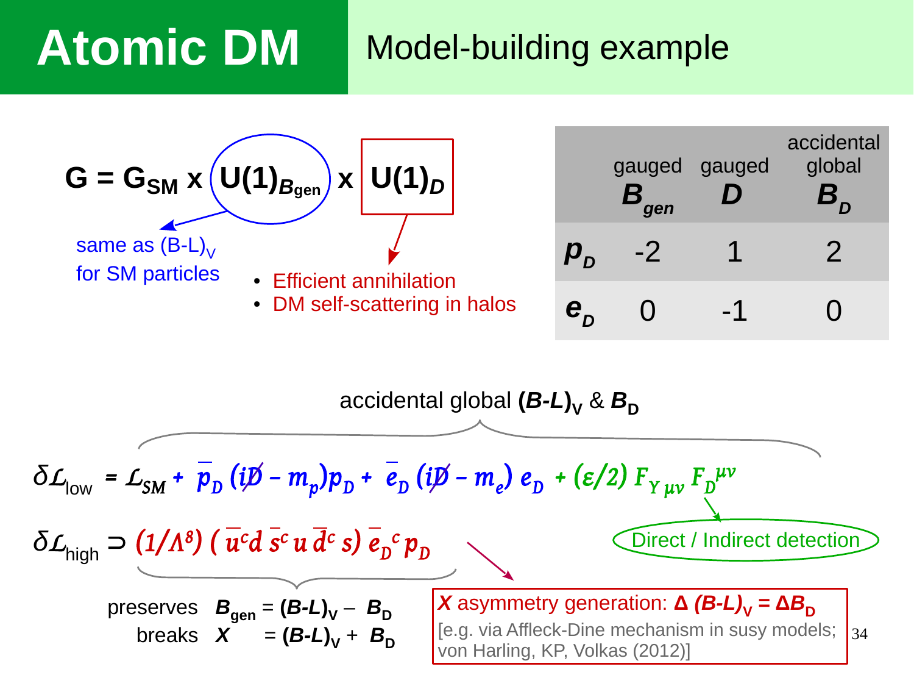# Atomic DM

## Model-building example

$$G = G_{SM} \times U(1)_{B_{gen}} \times U(1)_D$$

- $U(1)_{B_{gen}}$: same as $(B\text{-}L)_V$ for SM particles
- $U(1)_D$:
  - Efficient annihilation
  - DM self-scattering in halos

| | gauged $B_{gen}$ | gauged $D$ | accidental global $B_D$ |
|---|---|---|---|
| $p_D$ | -2 | 1 | 2 |
| $e_D$ | 0 | -1 | 0 |

accidental global $(B\text{-}L)_V$ & $B_D$

$$\delta\mathcal{L}_{\text{low}} = \mathcal{L}_{SM} + \bar{p}_D (i\not{D} - m_p) p_D + \bar{e}_D (i\not{D} - m_e) e_D + (\varepsilon/2) F_{Y\mu\nu} F_D^{\mu\nu}$$

$(\varepsilon/2) F_{Y\mu\nu} F_D^{\mu\nu}$ → Direct / Indirect detection

$$\delta\mathcal{L}_{\text{high}} \supset (1/\Lambda^8)\,(\bar{u}^c d\, \bar{s}^c u\, \bar{d}^c s)\, \bar{e}_D^{\,c} p_D$$

preserves $B_{gen} = (B\text{-}L)_V - B_D$

breaks $X = (B\text{-}L)_V + B_D$

**$X$ asymmetry generation: $\Delta (B\text{-}L)_V = \Delta B_D$**

[e.g. via Affleck-Dine mechanism in susy models; von Harling, KP, Volkas (2012)]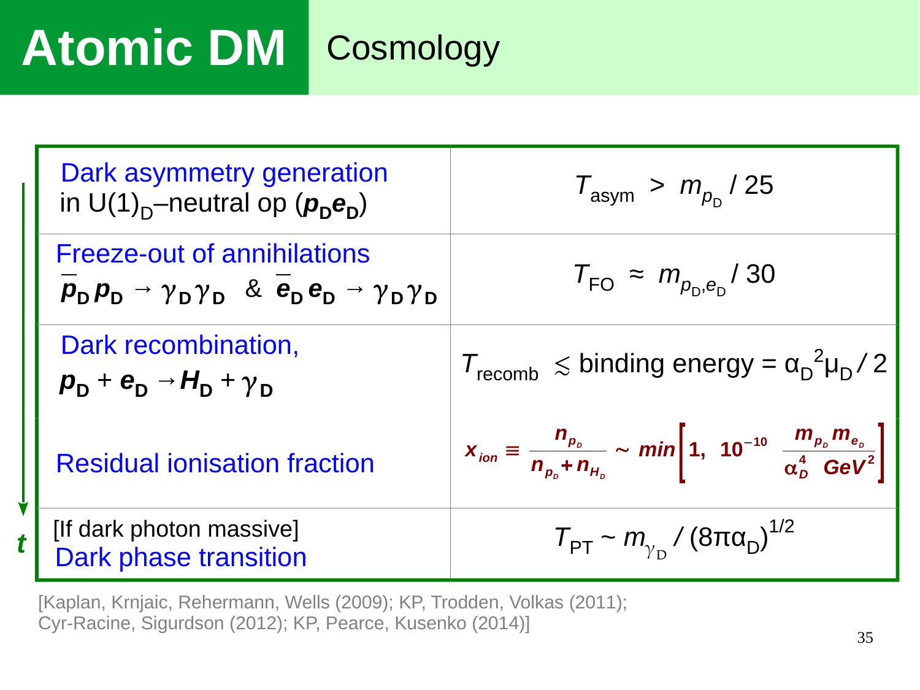# Atomic DM

## Cosmology

| Process | Temperature |
|---|---|
| Dark asymmetry generation in $U(1)_D$–neutral op ($p_D e_D$) | $T_{asym} > m_{p_D} / 25$ |
| Freeze-out of annihilations $\bar{p}_D p_D \to \gamma_D \gamma_D$ & $\bar{e}_D e_D \to \gamma_D \gamma_D$ | $T_{FO} \approx m_{p_D, e_D} / 30$ |
| Dark recombination, $p_D + e_D \to H_D + \gamma_D$ | $T_{recomb} \lesssim$ binding energy $= \alpha_D^2 \mu_D / 2$ |
| Residual ionisation fraction | $x_{ion} \equiv \frac{n_{p_D}}{n_{p_D} + n_{H_D}} \sim min\left[1,\ 10^{-10} \frac{m_{p_D} m_{e_D}}{\alpha_D^4\ GeV^2}\right]$ |
| [If dark photon massive] Dark phase transition | $T_{PT} \sim m_{\gamma_D} / (8\pi\alpha_D)^{1/2}$ |

$t$ (time increases downward)

[Kaplan, Krnjaic, Rehermann, Wells (2009); KP, Trodden, Volkas (2011); Cyr-Racine, Sigurdson (2012); KP, Pearce, Kusenko (2014)]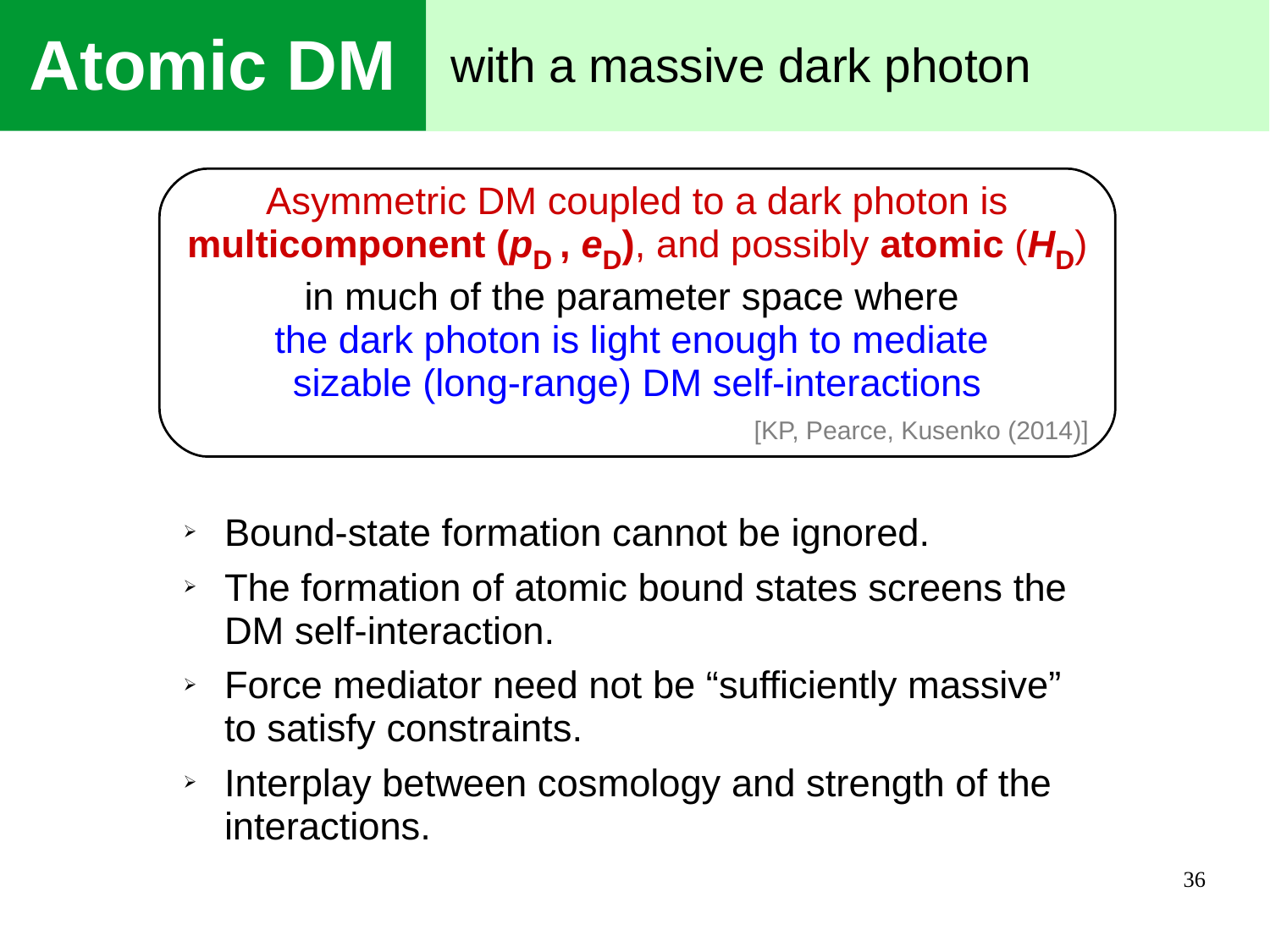# Atomic DM with a massive dark photon

Asymmetric DM coupled to a dark photon is **multicomponent ($p_D$ , $e_D$)**, and possibly **atomic ($H_D$)** in much of the parameter space where the dark photon is light enough to mediate sizable (long-range) DM self-interactions

[KP, Pearce, Kusenko (2014)]

- Bound-state formation cannot be ignored.
- The formation of atomic bound states screens the DM self-interaction.
- Force mediator need not be “sufficiently massive” to satisfy constraints.
- Interplay between cosmology and strength of the interactions.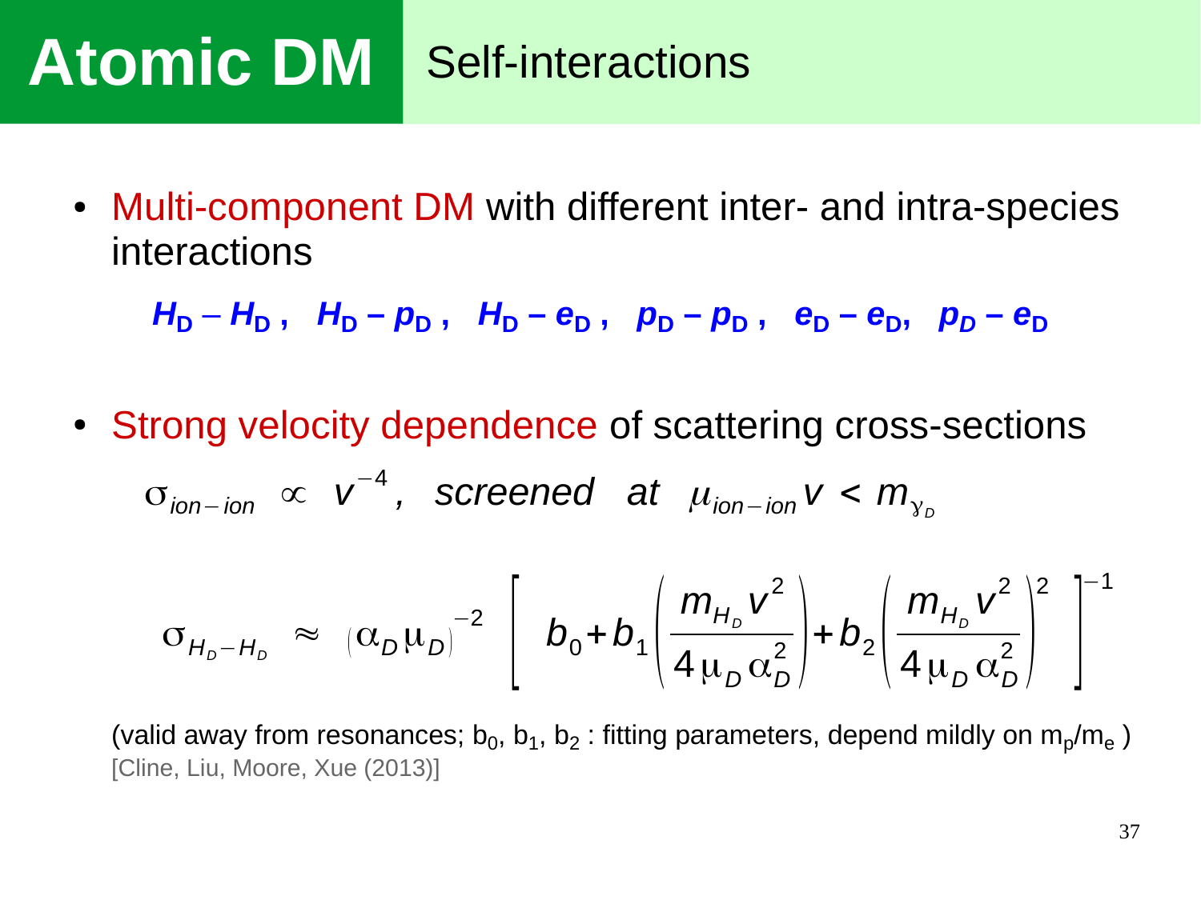# Atomic DM

## Self-interactions

- Multi-component DM with different inter- and intra-species interactions

  $H_D - H_D$ , $H_D - p_D$ , $H_D - e_D$ , $p_D - p_D$ , $e_D - e_D$, $p_D - e_D$

- Strong velocity dependence of scattering cross-sections

$$\sigma_{ion-ion} \propto v^{-4}, \quad \text{screened at} \quad \mu_{ion-ion} v < m_{\gamma_D}$$

$$\sigma_{H_D - H_D} \approx (\alpha_D \mu_D)^{-2} \left[ b_0 + b_1 \left( \frac{m_{H_D} v^2}{4 \mu_D \alpha_D^2} \right) + b_2 \left( \frac{m_{H_D} v^2}{4 \mu_D \alpha_D^2} \right)^2 \right]^{-1}$$

(valid away from resonances; $b_0$, $b_1$, $b_2$ : fitting parameters, depend mildly on $m_p/m_e$ )
[Cline, Liu, Moore, Xue (2013)]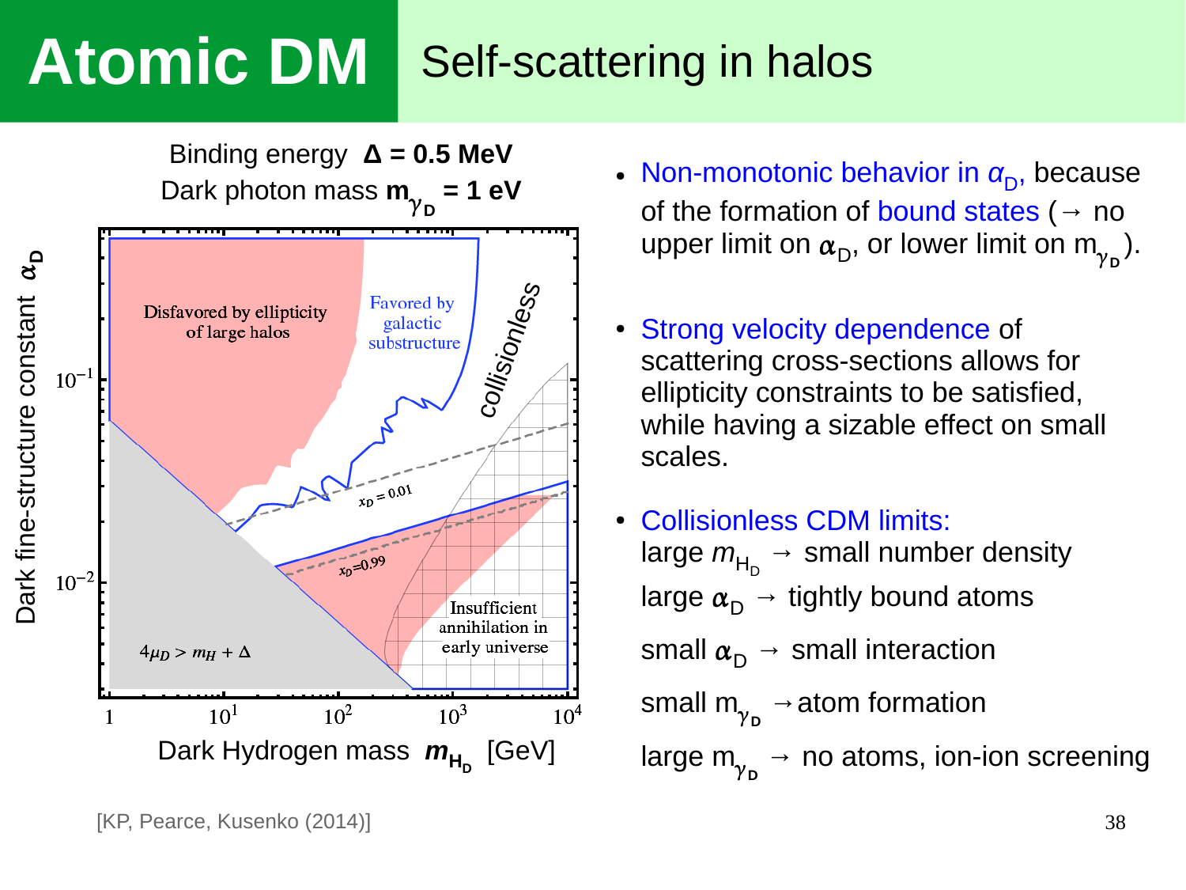# Atomic DM

## Self-scattering in halos

Binding energy **$\Delta$ = 0.5 MeV**
Dark photon mass **$m_{\gamma_D}$ = 1 eV**

Dark fine-structure constant $\alpha_D$

Disfavored by ellipticity of large halos

Favored by galactic substructure

collisionless

$x_D = 0.01$

$x_D = 0.99$

Insufficient annihilation in early universe

$4\mu_D > m_H + \Delta$

Dark Hydrogen mass $m_{H_D}$ [GeV]

- Non-monotonic behavior in $\alpha_D$, because of the formation of bound states (→ no upper limit on $\alpha_D$, or lower limit on $m_{\gamma_D}$).
- Strong velocity dependence of scattering cross-sections allows for ellipticity constraints to be satisfied, while having a sizable effect on small scales.
- Collisionless CDM limits:
  large $m_{H_D}$ → small number density
  large $\alpha_D$ → tightly bound atoms
  small $\alpha_D$ → small interaction
  small $m_{\gamma_D}$ → atom formation
  large $m_{\gamma_D}$ → no atoms, ion-ion screening

[KP, Pearce, Kusenko (2014)]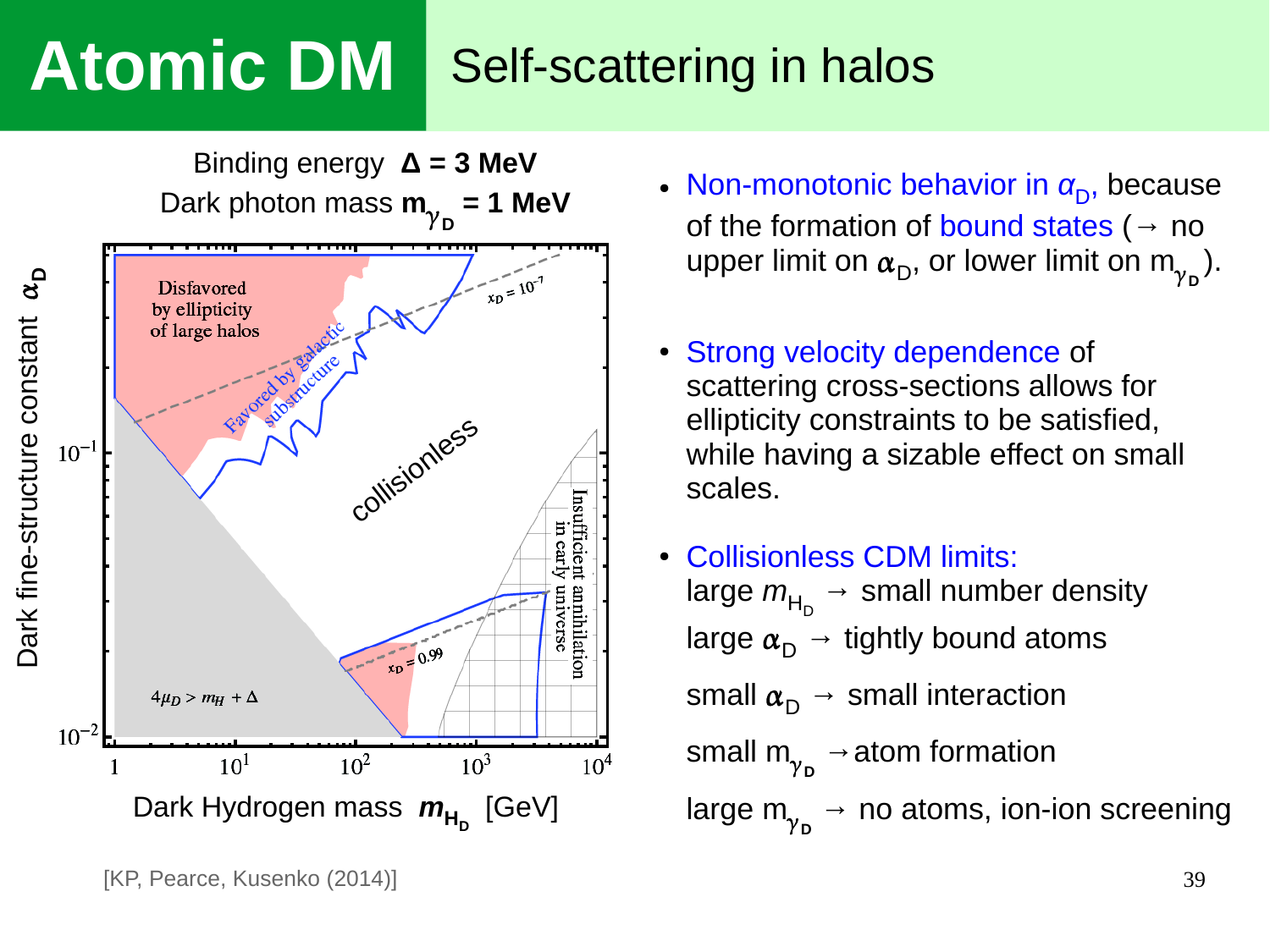# Atomic DM

## Self-scattering in halos

Binding energy **Δ = 3 MeV**
Dark photon mass **$m_{\gamma_D}$ = 1 MeV**

- Non-monotonic behavior in $\alpha_D$, because of the formation of bound states (→ no upper limit on $\alpha_D$, or lower limit on $m_{\gamma_D}$).

- Strong velocity dependence of scattering cross-sections allows for ellipticity constraints to be satisfied, while having a sizable effect on small scales.

- Collisionless CDM limits:
  large $m_{H_D}$ → small number density
  large $\alpha_D$ → tightly bound atoms
  small $\alpha_D$ → small interaction
  small $m_{\gamma_D}$ → atom formation
  large $m_{\gamma_D}$ → no atoms, ion-ion screening

[KP, Pearce, Kusenko (2014)]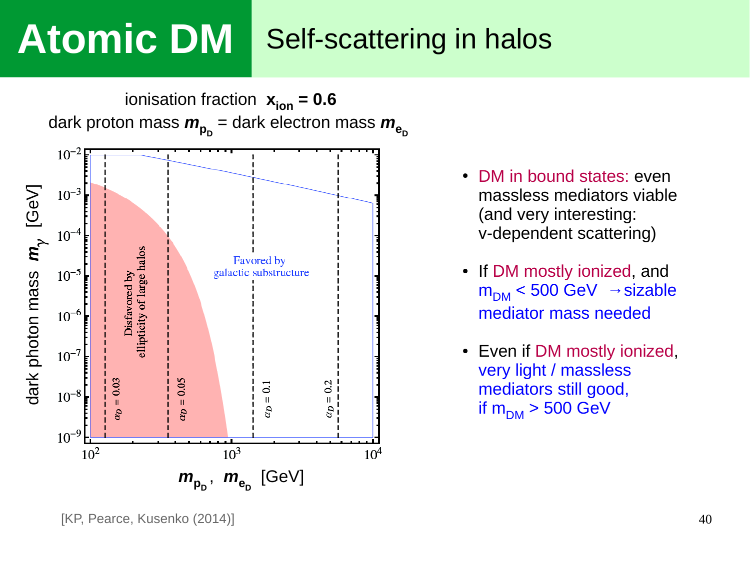# Atomic DM

## Self-scattering in halos

ionisation fraction $\mathbf{x_{ion} = 0.6}$

dark proton mass $m_{p_D}$ = dark electron mass $m_{e_D}$

dark photon mass $m_\gamma$ [GeV]

Favored by galactic substructure

Disfavored by ellipticity of large halos

$\alpha_D = 0.03$, $\alpha_D = 0.05$, $\alpha_D = 0.1$, $\alpha_D = 0.2$

$m_{p_D}$, $m_{e_D}$ [GeV]

- DM in bound states: even massless mediators viable (and very interesting: v-dependent scattering)
- If DM mostly ionized, and $m_{DM}$ < 500 GeV → sizable mediator mass needed
- Even if DM mostly ionized, very light / massless mediators still good, if $m_{DM}$ > 500 GeV

[KP, Pearce, Kusenko (2014)]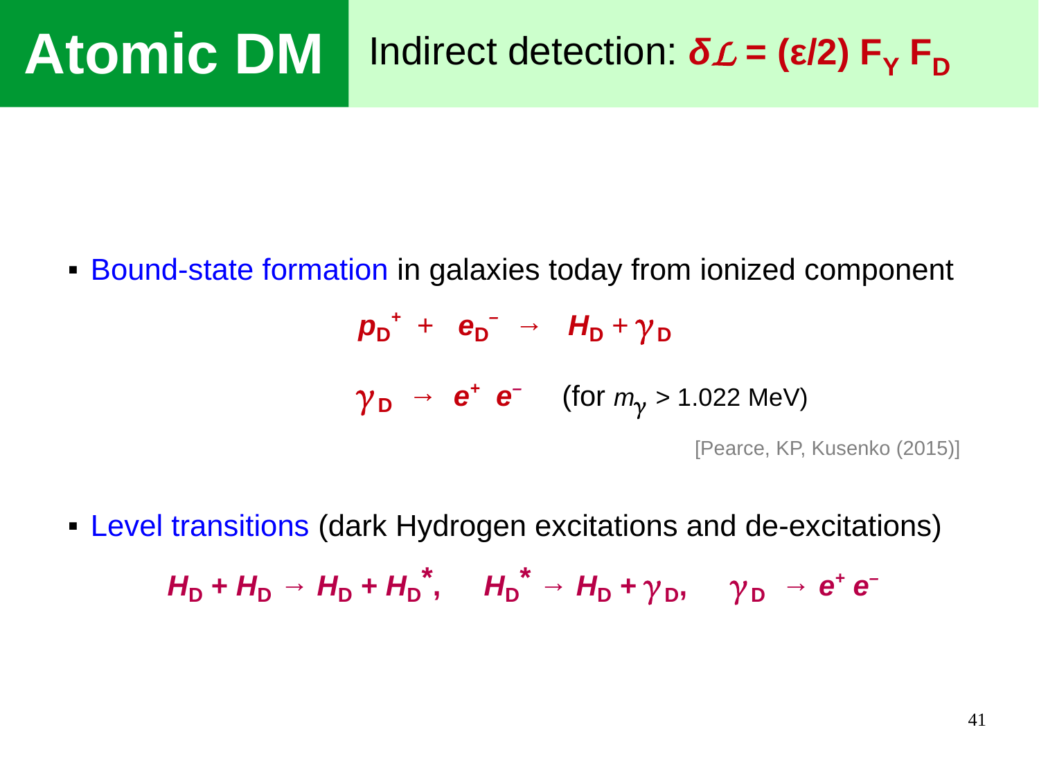# Atomic DM

## Indirect detection: $\delta\mathcal{L} = (\varepsilon/2)\, F_Y F_D$

- Bound-state formation in galaxies today from ionized component

$$p_D^+ + e_D^- \rightarrow H_D + \gamma_D$$

$$\gamma_D \rightarrow e^+ e^- \quad \text{(for } m_\gamma > 1.022\text{ MeV)}$$

[Pearce, KP, Kusenko (2015)]

- Level transitions (dark Hydrogen excitations and de-excitations)

$$H_D + H_D \rightarrow H_D + H_D^*, \quad H_D^* \rightarrow H_D + \gamma_D, \quad \gamma_D \rightarrow e^+ e^-$$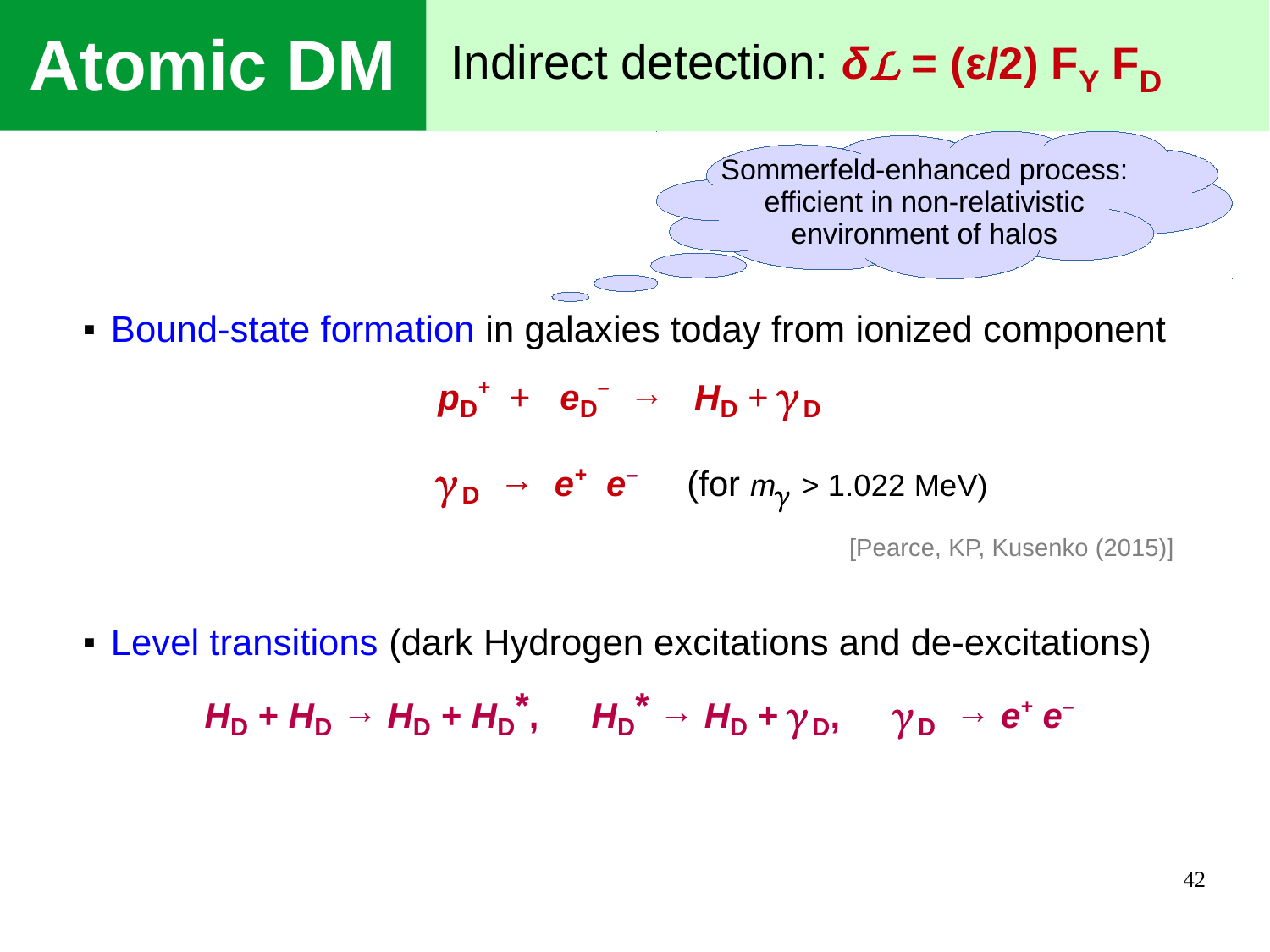# Atomic DM

## Indirect detection: $\delta\mathcal{L} = (\varepsilon/2)\, F_Y\, F_D$

Sommerfeld-enhanced process: efficient in non-relativistic environment of halos

- Bound-state formation in galaxies today from ionized component

$$p_D^+ + e_D^- \rightarrow H_D + \gamma_D$$

$$\gamma_D \rightarrow e^+ e^- \quad (\text{for } m_\gamma > 1.022 \text{ MeV})$$

[Pearce, KP, Kusenko (2015)]

- Level transitions (dark Hydrogen excitations and de-excitations)

$$H_D + H_D \rightarrow H_D + H_D^*, \quad H_D^* \rightarrow H_D + \gamma_D, \quad \gamma_D \rightarrow e^+ e^-$$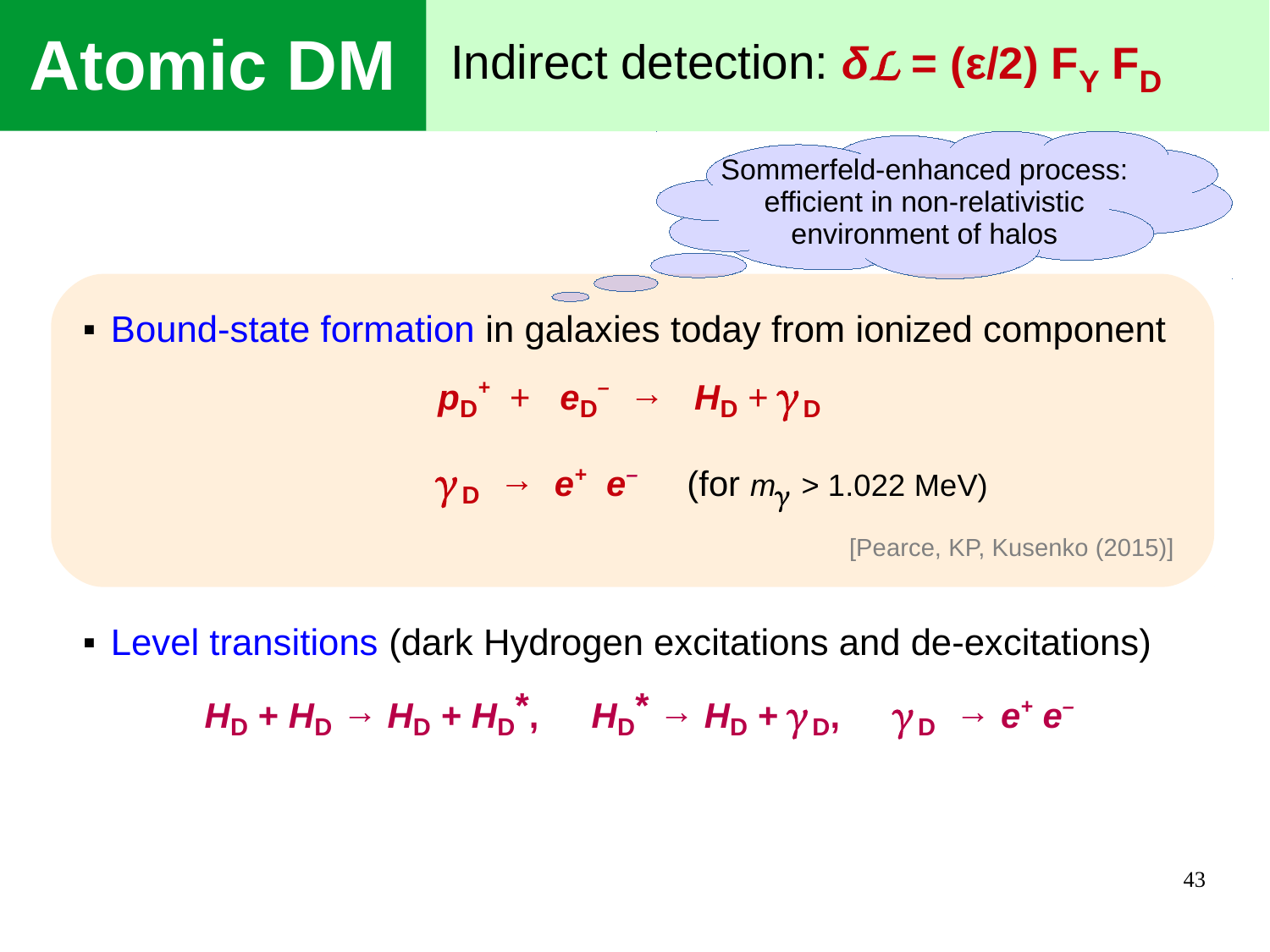# Atomic DM

## Indirect detection: $\delta\mathcal{L} = (\varepsilon/2)\, F_Y F_D$

Sommerfeld-enhanced process: efficient in non-relativistic environment of halos

- Bound-state formation in galaxies today from ionized component

$$p_D^+ + e_D^- \rightarrow H_D + \gamma_D$$

$$\gamma_D \rightarrow e^+ e^- \quad \text{(for } m_\gamma > 1.022 \text{ MeV)}$$

[Pearce, KP, Kusenko (2015)]

- Level transitions (dark Hydrogen excitations and de-excitations)

$$H_D + H_D \rightarrow H_D + H_D^*, \quad H_D^* \rightarrow H_D + \gamma_D, \quad \gamma_D \rightarrow e^+ e^-$$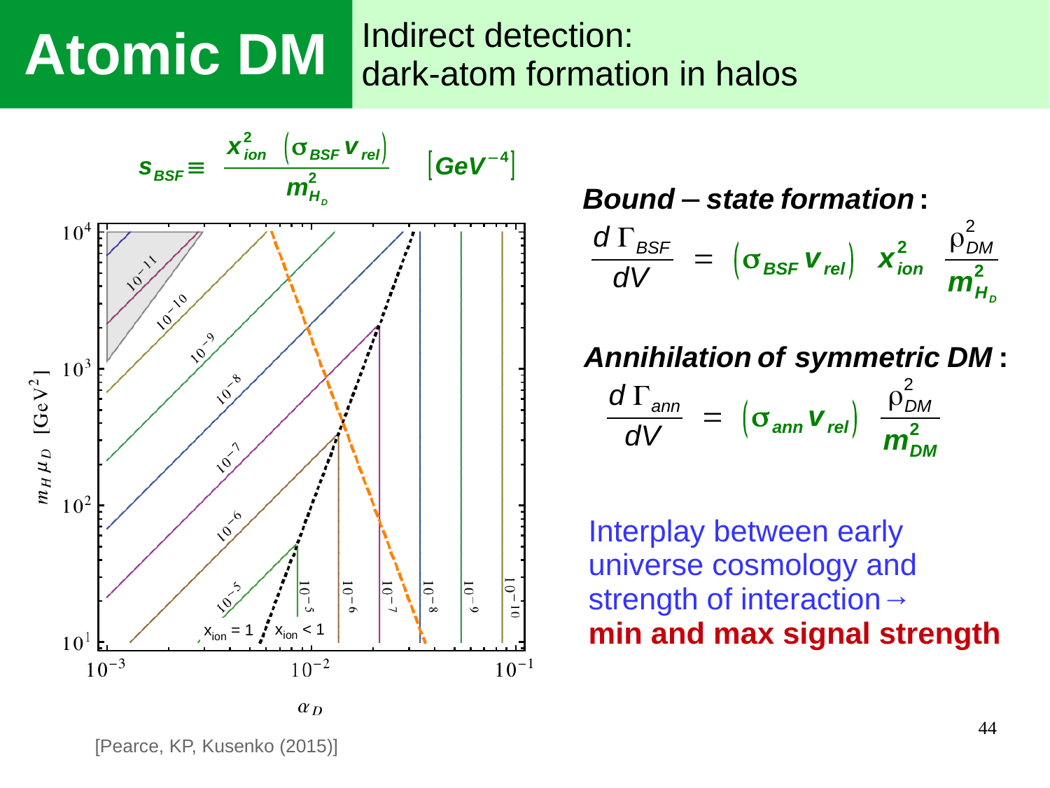# Atomic DM

## Indirect detection: dark-atom formation in halos

$$s_{BSF} \equiv \frac{x_{ion}^2 \, (\sigma_{BSF} v_{rel})}{m_{H_D}^2} \quad [GeV^{-4}]$$

**Bound – state formation:**

$$\frac{d\,\Gamma_{BSF}}{dV} = (\sigma_{BSF} v_{rel}) \; x_{ion}^2 \; \frac{\rho_{DM}^2}{m_{H_D}^2}$$

**Annihilation of symmetric DM:**

$$\frac{d\,\Gamma_{ann}}{dV} = (\sigma_{ann} v_{rel}) \; \frac{\rho_{DM}^2}{m_{DM}^2}$$

Interplay between early universe cosmology and strength of interaction →
**min and max signal strength**

[Pearce, KP, Kusenko (2015)]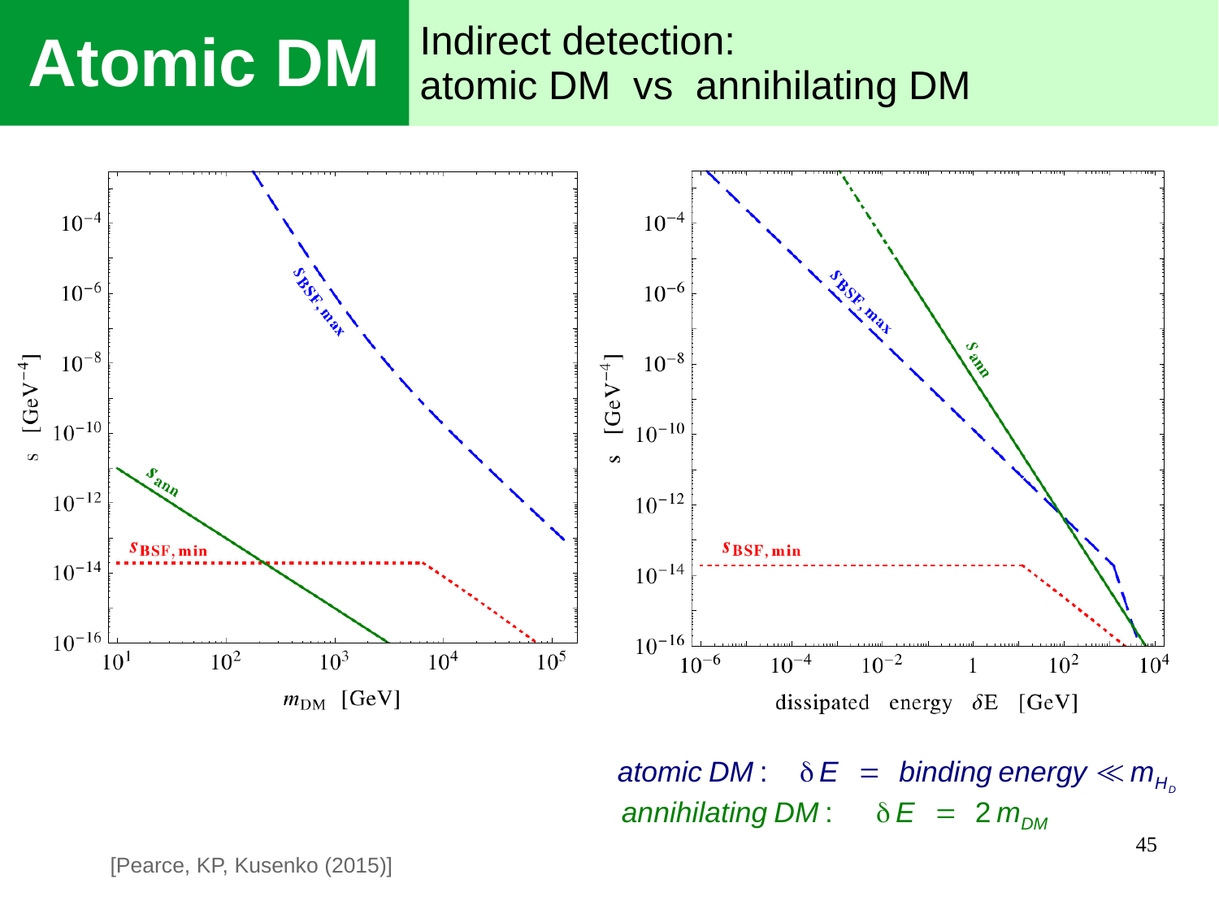# Atomic DM

## Indirect detection: atomic DM vs annihilating DM

$$\text{atomic DM}: \quad \delta E = \text{binding energy} \ll m_{H_D}$$

$$\text{annihilating DM}: \quad \delta E = 2\, m_{DM}$$

[Pearce, KP, Kusenko (2015)]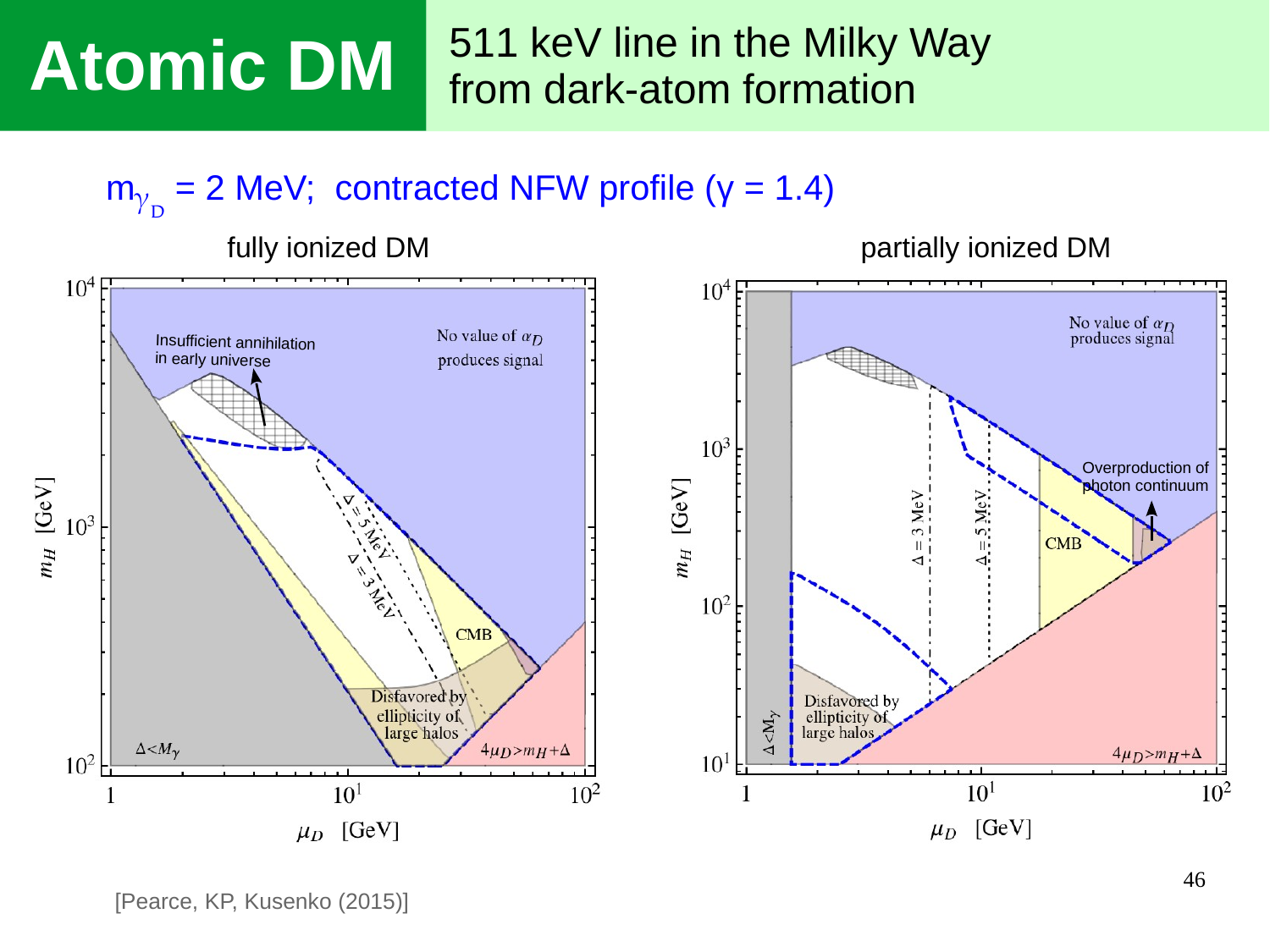# Atomic DM

## 511 keV line in the Milky Way from dark-atom formation

$m_{\gamma_D}$ = 2 MeV; contracted NFW profile ($\gamma$ = 1.4)

fully ionized DM

partially ionized DM

[Pearce, KP, Kusenko (2015)]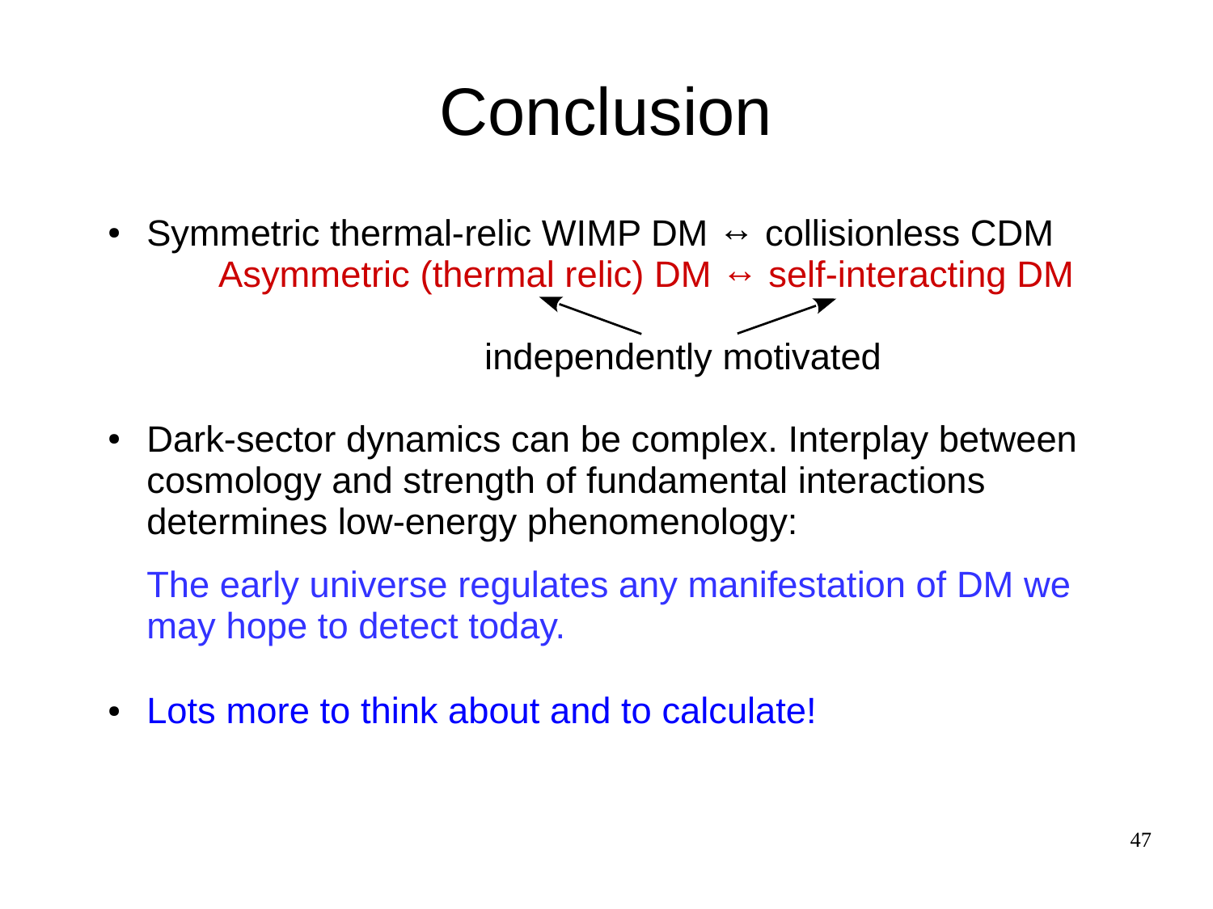# Conclusion

- Symmetric thermal-relic WIMP DM ↔ collisionless CDM
  Asymmetric (thermal relic) DM ↔ self-interacting DM

  independently motivated

- Dark-sector dynamics can be complex. Interplay between cosmology and strength of fundamental interactions determines low-energy phenomenology:

  The early universe regulates any manifestation of DM we may hope to detect today.

- Lots more to think about and to calculate!